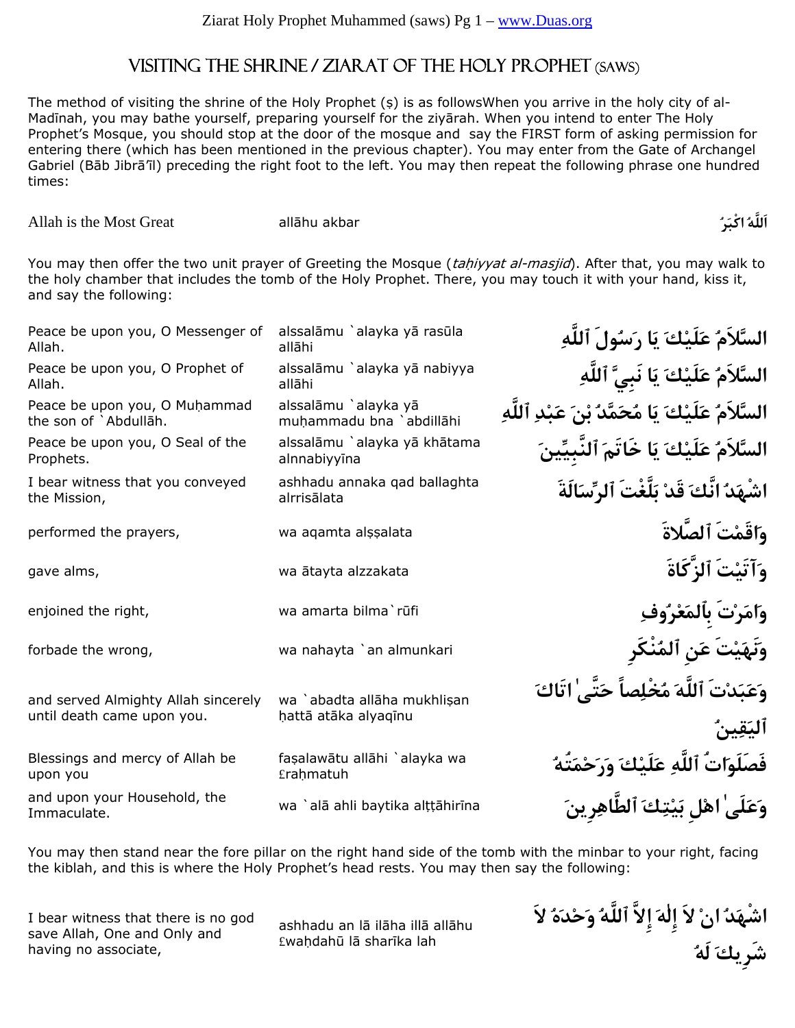# Visiting the Shrine / Ziarat of the Holy Prophet (saws)

The method of visiting the shrine of the Holy Prophet (ṣ) is as followsWhen you arrive in the holy city of al-Madīnah, you may bathe yourself, preparing yourself for the ziyārah. When you intend to enter The Holy Prophet's Mosque, you should stop at the door of the mosque and say the FIRST form of asking permission for entering there (which has been mentioned in the previous chapter). You may enter from the Gate of Archangel Gabriel (Bāb Jibrā'īl) preceding the right foot to the left. You may then repeat the following phrase one hundred times:

| | | |
|---|---|---|
| Allah is the Most Great | allāhu akbar | اَللَّهُ اكْبَرُ |

You may then offer the two unit prayer of Greeting the Mosque (*taḥiyyat al-masjid*). After that, you may walk to the holy chamber that includes the tomb of the Holy Prophet. There, you may touch it with your hand, kiss it, and say the following:

| | | |
|---|---|---|
| Peace be upon you, O Messenger of Allah. | alssalāmu `alayka yā rasūla allāhi | السَّلاَمُ عَلَيْكَ يَا رَسُولَ ٱللَّهِ |
| Peace be upon you, O Prophet of Allah. | alssalāmu `alayka yā nabiyya allāhi | السَّلاَمُ عَلَيْكَ يَا نَبِيَّ ٱللَّهِ |
| Peace be upon you, O Muḥammad the son of `Abdullāh. | alssalāmu `alayka yā muḥammadu bna `abdillāhi | السَّلاَمُ عَلَيْكَ يَا مُحَمَّدُ بْنَ عَبْدِ ٱللَّهِ |
| Peace be upon you, O Seal of the Prophets. | alssalāmu `alayka yā khātama alnnabiyyīna | السَّلاَمُ عَلَيْكَ يَا خَاتَمَ ٱلنَّبِيِّينَ |
| I bear witness that you conveyed the Mission, | ashhadu annaka qad ballaghta alrrisālata | اشْهَدُ انَّكَ قَدْ بَلَّغْتَ ٱلرِّسَالَةَ |
| performed the prayers, | wa aqamta alṣṣalata | وَاقَمْتَ ٱلصَّلاةَ |
| gave alms, | wa ātayta alzzakata | وَآتَيْتَ ٱلزَّكَاةَ |
| enjoined the right, | wa amarta bilma`rūfi | وَامَرْتَ بِٱلْمَعْرُوفِ |
| forbade the wrong, | wa nahayta `an almunkari | وَنَهَيْتَ عَنِ ٱلْمُنْكَرِ |
| and served Almighty Allah sincerely until death came upon you. | wa `abadta allāha mukhliṣan ḥattā atāka alyaqīnu | وَعَبَدْتَ ٱللَّهَ مُخْلِصاً حَتَّىٰ اتَاكَ ٱلْيَقِينُ |
| Blessings and mercy of Allah be upon you | faṣalawātu allāhi `alayka wa £raḥmatuh | فَصَلَوَاتُ ٱللَّهِ عَلَيْكَ وَرَحْمَتُهُ |
| and upon your Household, the Immaculate. | wa `alā ahli baytika alṭṭāhirīna | وَعَلَىٰ اهْلِ بَيْتِكَ ٱلطَّاهِرِينَ |

You may then stand near the fore pillar on the right hand side of the tomb with the minbar to your right, facing the kiblah, and this is where the Holy Prophet's head rests. You may then say the following:

| | | |
|---|---|---|
| I bear witness that there is no god save Allah, One and Only and having no associate, | ashhadu an lā ilāha illā allāhu £waḥdahū lā sharīka lah | اشْهَدُ انْ لاَ إِلٰهَ إِلاَّ ٱللَّهُ وَحْدَهُ لاَ شَرِيكَ لَهُ |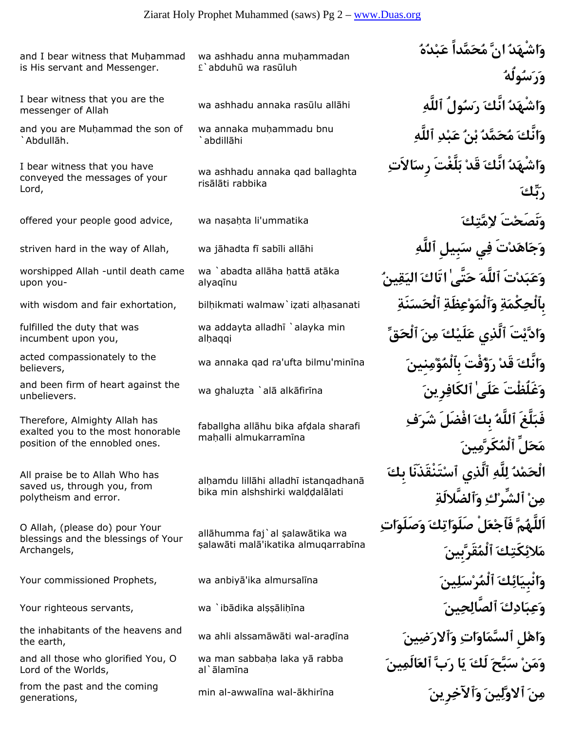| English | Transliteration | Arabic |
|---|---|---|
| and I bear witness that Muḥammad is His servant and Messenger. | wa ashhadu anna muḥammadan £`abduhū wa rasūluh | وَاشْهَدُ انَّ مُحَمَّداً عَبْدُهُ وَرَسُولُهُ |
| I bear witness that you are the messenger of Allah | wa ashhadu annaka rasūlu allāhi | وَاشْهَدُ انَّكَ رَسُولُ ٱللَّهِ |
| and you are Muḥammad the son of `Abdullāh. | wa annaka muḥammadu bnu `abdillāhi | وَانَّكَ مُحَمَّدُ بْنُ عَبْدِ ٱللَّهِ |
| I bear witness that you have conveyed the messages of your Lord, | wa ashhadu annaka qad ballaghta risālāti rabbika | وَاشْهَدُ انَّكَ قَدْ بَلَّغْتَ رِسَالاَتِ رَبِّكَ |
| offered your people good advice, | wa naṣaḥta li'ummatika | وَنَصَحْتَ لامَّتِكَ |
| striven hard in the way of Allah, | wa jāhadta fī sabīli allāhi | وَجَاهَدْتَ فِي سَبِيلِ ٱللَّهِ |
| worshipped Allah -until death came upon you- | wa `abadta allāha ḥattā atāka alyaqīnu | وَعَبَدْتَ ٱللَّهَ حَتَّىٰ اتَاكَ اليَقِينُ |
| with wisdom and fair exhortation, | bilḥikmati walmaw`iẓati alḥasanati | بِٱلْحِكْمَةِ وَٱلْمَوْعِظَةِ ٱلْحَسَنَةِ |
| fulfilled the duty that was incumbent upon you, | wa addayta alladhī `alayka min alḥaqqi | وَادَّيْتَ ٱلَّذِي عَلَيْكَ مِنَ ٱلْحَقِّ |
| acted compassionately to the believers, | wa annaka qad ra'ufta bilmu'minīna | وَانَّكَ قَدْ رَؤُفْتَ بِٱلْمُؤْمِنِينَ |
| and been firm of heart against the unbelievers. | wa ghaluẓta `alā alkāfirīna | وَغَلُظْتَ عَلَىٰ ٱلكَافِرِينَ |
| Therefore, Almighty Allah has exalted you to the most honorable position of the ennobled ones. | faballgha allāhu bika afḍala sharafi maḥalli almukarramīna | فَبَلَّغَ ٱللَّهُ بِكَ افْضَلَ شَرَفِ مَحَلِّ ٱلْمُكَرَّمِينَ |
| All praise be to Allah Who has saved us, through you, from polytheism and error. | alḥamdu lillāhi alladhī istanqadhanā bika min alshshirki walḍḍalālati | الْحَمْدُ لِلَّهِ ٱلَّذِي ٱسْتَنْقَذَنَا بِكَ مِنْ ٱلشِّرْكِ وَٱلضَّلالَةِ |
| O Allah, (please do) pour Your blessings and the blessings of Your Archangels, | allāhumma faj`al ṣalawātika wa ṣalawāti malā'ikatika almuqarrabīna | اَللَّهُمَّ فَٱجْعَلْ صَلَوَاتِكَ وَصَلَوَاتِ مَلائِكَتِكَ ٱلْمُقَرَّبِينَ |
| Your commissioned Prophets, | wa anbiyā'ika almursalīna | وَانْبِيَائِكَ ٱلْمُرْسَلِينَ |
| Your righteous servants, | wa `ibādika alṣṣāliḥīna | وَعِبَادِكَ ٱلصَّالِحِينَ |
| the inhabitants of the heavens and the earth, | wa ahli alssamāwāti wal-araḍīna | وَاهْلِ ٱلسَّمَاوَاتِ وَٱلارَضِينَ |
| and all those who glorified You, O Lord of the Worlds, | wa man sabbaḥa laka yā rabba al`ālamīna | وَمَنْ سَبَّحَ لَكَ يَا رَبَّ ٱلعَالَمِينَ |
| from the past and the coming generations, | min al-awwalīna wal-ākhirīna | مِنَ ٱلاوَّلِينَ وَٱلآخِرِينَ |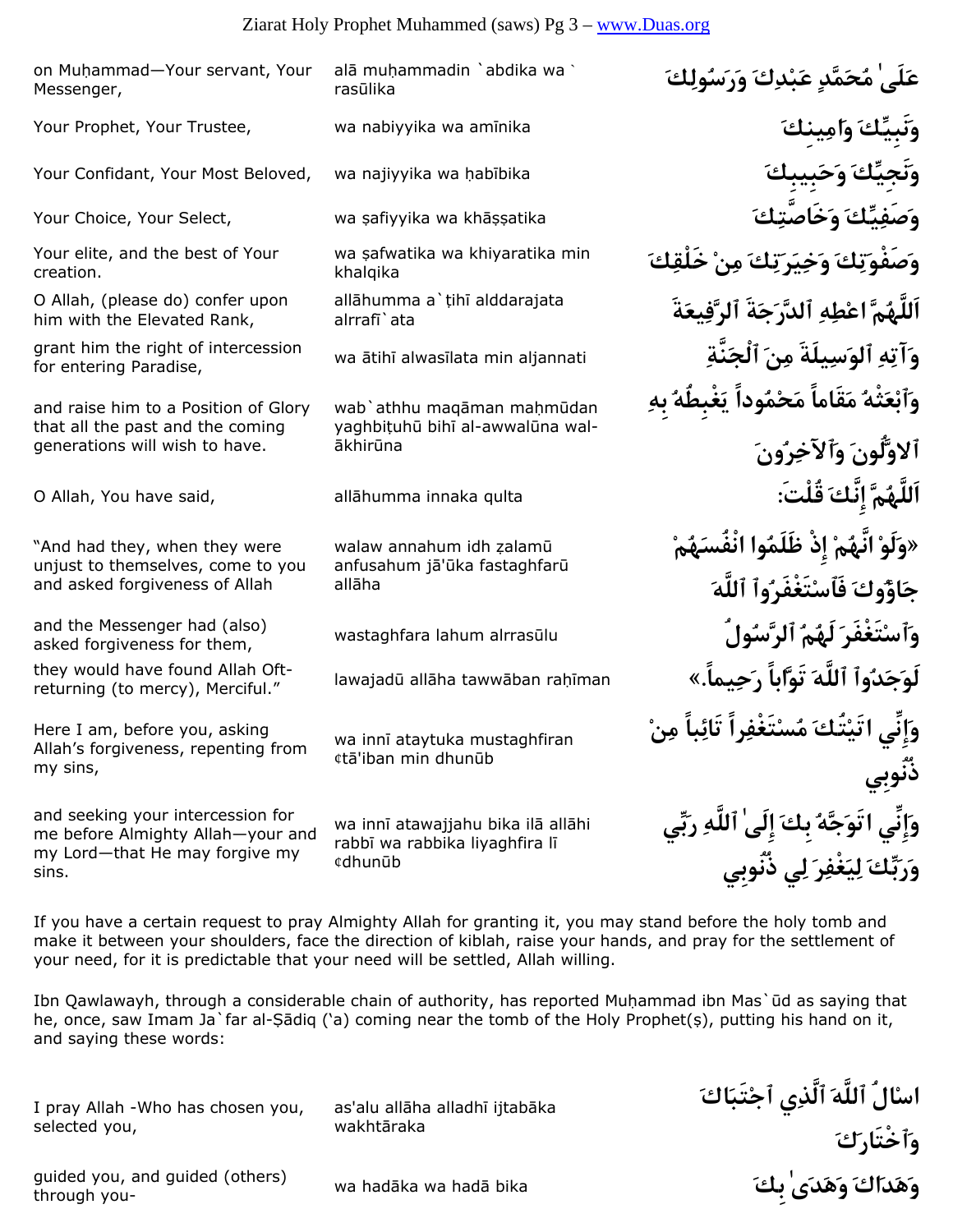| | | |
|---|---|---|
| on Muḥammad—Your servant, Your Messenger, | alā muḥammadin `abdika wa` rasūlika | عَلَىٰ مُحَمَّدٍ عَبْدِكَ وَرَسُولِكَ |
| Your Prophet, Your Trustee, | wa nabiyyika wa amīnika | وَنَبِيِّكَ وَامِينِكَ |
| Your Confidant, Your Most Beloved, | wa najiyyika wa ḥabībika | وَنَجِيِّكَ وَحَبِيبِكَ |
| Your Choice, Your Select, | wa ṣafiyyika wa khāṣṣatika | وَصَفِيِّكَ وَخَاصَّتِكَ |
| Your elite, and the best of Your creation. | wa ṣafwatika wa khiyaratika min khalqika | وَصَفْوَتِكَ وَخِيَرَتِكَ مِنْ خَلْقِكَ |
| O Allah, (please do) confer upon him with the Elevated Rank, | allāhumma a`ṭihī alddarajata alrrafī`ata | اَللَّهُمَّ اعْطِهِ ٱلدَّرَجَةَ ٱلرَّفِيعَةَ |
| grant him the right of intercession for entering Paradise, | wa ātihī alwasīlata min aljannati | وَآتِهِ ٱلْوَسِيلَةَ مِنَ ٱلْجَنَّةِ |
| and raise him to a Position of Glory that all the past and the coming generations will wish to have. | wab`athhu maqāman maḥmūdan yaghbiṭuhū bihī al-awwalūna wal-ākhirūna | وَٱبْعَثْهُ مَقَاماً مَحْمُوداً يَغْبِطُهُ بِهِ ٱلاوَّلُونَ وَٱلآخِرُونَ |
| O Allah, You have said, | allāhumma innaka qulta | اَللَّهُمَّ إِنَّكَ قُلْتَ: |
| "And had they, when they were unjust to themselves, come to you and asked forgiveness of Allah | walaw annahum idh ẓalamū anfusahum jā'ūka fastaghfarū allāha | «وَلَوْ انَّهُمْ إِذْ ظَلَمُوا انْفُسَهُمْ جَاؤُوكَ فَٱسْتَغْفَرُواْ ٱللَّهَ |
| and the Messenger had (also) asked forgiveness for them, | wastaghfara lahum alrrasūlu | وَٱسْتَغْفَرَ لَهُمُ ٱلرَّسُولُ |
| they would have found Allah Oft-returning (to mercy), Merciful." | lawajadū allāha tawwāban raḥīman | لَوَجَدُواْ ٱللَّهَ تَوَّاباً رَحِيماً.» |
| Here I am, before you, asking Allah's forgiveness, repenting from my sins, | wa innī ataytuka mustaghfiran ¢tā'iban min dhunūb | وَإِنِّي اتَيْتُكَ مُسْتَغْفِراً تَائِباً مِنْ ذُنُوبِي |
| and seeking your intercession for me before Almighty Allah—your and my Lord—that He may forgive my sins. | wa innī atawajjahu bika ilā allāhi rabbī wa rabbika liyaghfira lī ¢dhunūb | وَإِنِّي اتَوَجَّهُ بِكَ إِلَىٰ ٱللَّهِ رَبِّي وَرَبِّكَ لِيَغْفِرَ لِي ذُنُوبِي |

If you have a certain request to pray Almighty Allah for granting it, you may stand before the holy tomb and make it between your shoulders, face the direction of kiblah, raise your hands, and pray for the settlement of your need, for it is predictable that your need will be settled, Allah willing.

Ibn Qawlawayh, through a considerable chain of authority, has reported Muḥammad ibn Mas`ūd as saying that he, once, saw Imam Ja`far al-Ṣādiq ('a) coming near the tomb of the Holy Prophet(ṣ), putting his hand on it, and saying these words:

| | | |
|---|---|---|
| I pray Allah -Who has chosen you, selected you, | as'alu allāha alladhī ijtabāka wakhtāraka | اسْالُ ٱللَّهَ ٱلَّذِي ٱجْتَبَاكَ وَٱخْتَارَكَ |
| guided you, and guided (others) through you- | wa hadāka wa hadā bika | وَهَدَاكَ وَهَدَىٰ بِكَ |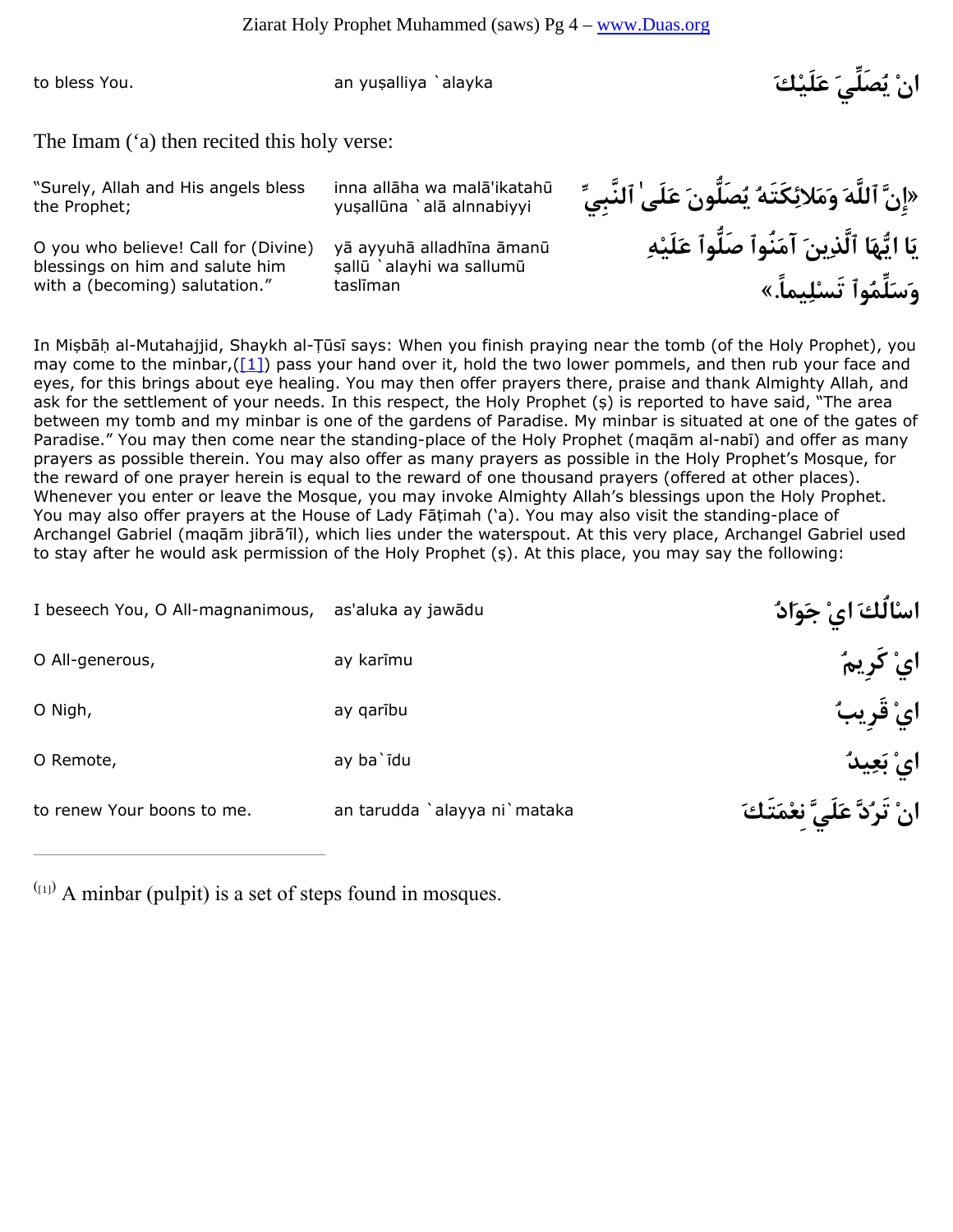| | | |
|---|---|---|
| to bless You. | an yuṣalliya `alayka | انْ يُصَلِّيَ عَلَيْكَ |

The Imam (‘a) then recited this holy verse:

| | | |
|---|---|---|
| “Surely, Allah and His angels bless the Prophet; | inna allāha wa malā'ikatahū yuṣallūna `alā alnnabiyyi | «إِنَّ ٱللَّهَ وَمَلاَئِكَتَهُ يُصَلُّونَ عَلَىٰ ٱلنَّبِيِّ |
| O you who believe! Call for (Divine) blessings on him and salute him with a (becoming) salutation.” | yā ayyuhā alladhīna āmanū ṣallū `alayhi wa sallimū taslīman | يَا ايُّهَا ٱلَّذِينَ آمَنُواْ صَلُّواْ عَلَيْهِ وَسَلِّمُواْ تَسْلِيماً.» |

In Miṣbāḥ al-Mutahajjid, Shaykh al-Ṭūsī says: When you finish praying near the tomb (of the Holy Prophet), you may come to the minbar,([1]) pass your hand over it, hold the two lower pommels, and then rub your face and eyes, for this brings about eye healing. You may then offer prayers there, praise and thank Almighty Allah, and ask for the settlement of your needs. In this respect, the Holy Prophet (ṣ) is reported to have said, “The area between my tomb and my minbar is one of the gardens of Paradise. My minbar is situated at one of the gates of Paradise.” You may then come near the standing-place of the Holy Prophet (maqām al-nabī) and offer as many prayers as possible therein. You may also offer as many prayers as possible in the Holy Prophet’s Mosque, for the reward of one prayer herein is equal to the reward of one thousand prayers (offered at other places). Whenever you enter or leave the Mosque, you may invoke Almighty Allah’s blessings upon the Holy Prophet. You may also offer prayers at the House of Lady Fāṭimah (‘a). You may also visit the standing-place of Archangel Gabriel (maqām jibrā'īl), which lies under the waterspout. At this very place, Archangel Gabriel used to stay after he would ask permission of the Holy Prophet (ṣ). At this place, you may say the following:

| | | |
|---|---|---|
| I beseech You, O All-magnanimous, | as'aluka ay jawādu | اسْالُكَ ايْ جَوَادُ |
| O All-generous, | ay karīmu | ايْ كَرِيمُ |
| O Nigh, | ay qarību | ايْ قَرِيبُ |
| O Remote, | ay ba`īdu | ايْ بَعِيدُ |
| to renew Your boons to me. | an tarudda `alayya ni`mataka | انْ تَرُدَّ عَلَيَّ نِعْمَتَكَ |

---

([1]) A minbar (pulpit) is a set of steps found in mosques.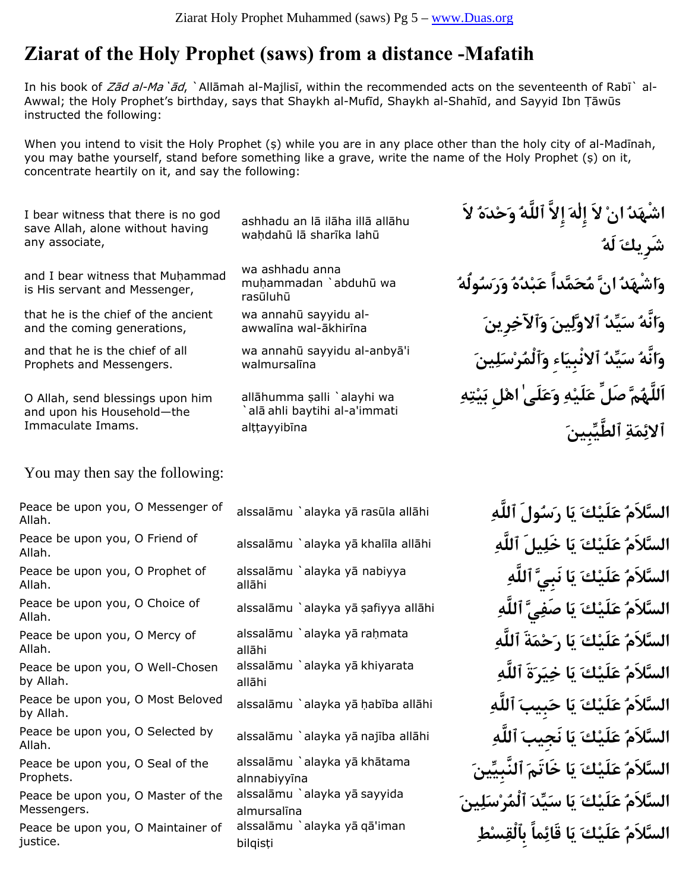# Ziarat of the Holy Prophet (saws) from a distance -Mafatih

In his book of *Zād al-Ma`ād*, `Allāmah al-Majlisī, within the recommended acts on the seventeenth of Rabī` al-Awwal; the Holy Prophet's birthday, says that Shaykh al-Mufīd, Shaykh al-Shahīd, and Sayyid Ibn Ṭāwūs instructed the following:

When you intend to visit the Holy Prophet (ṣ) while you are in any place other than the holy city of al-Madīnah, you may bathe yourself, stand before something like a grave, write the name of the Holy Prophet (ṣ) on it, concentrate heartily on it, and say the following:

| | | |
|---|---|---|
| I bear witness that there is no god save Allah, alone without having any associate, | ashhadu an lā ilāha illā allāhu waḥdahū lā sharīka lahū | اشْهَدُ انْ لاَ إِلٰهَ إِلاَّ ٱللَّهُ وَحْدَهُ لاَ شَرِيكَ لَهُ |
| and I bear witness that Muḥammad is His servant and Messenger, | wa ashhadu anna muḥammadan `abduhū wa rasūluhū | وَاشْهَدُ انَّ مُحَمَّداً عَبْدُهُ وَرَسُولُهُ |
| that he is the chief of the ancient and the coming generations, | wa annahū sayyidu al-awwalīna wal-ākhirīna | وَانَّهُ سَيِّدُ ٱلاوَّلِينَ وَٱلآخِرِينَ |
| and that he is the chief of all Prophets and Messengers. | wa annahū sayyidu al-anbyā'i walmursalīna | وَانَّهُ سَيِّدُ ٱلانْبِيَاءِ وَٱلْمُرْسَلِينَ |
| O Allah, send blessings upon him and upon his Household—the Immaculate Imams. | allāhumma ṣalli `alayhi wa `alā ahli baytihi al-a'immati alṭṭayyibīna | اَللَّهُمَّ صَلِّ عَلَيْهِ وَعَلَىٰ اهْلِ بَيْتِهِ ٱلائِمَةِ ٱلطَّيِّبِينَ |

You may then say the following:

| | | |
|---|---|---|
| Peace be upon you, O Messenger of Allah. | alssalāmu `alayka yā rasūla allāhi | السَّلاَمُ عَلَيْكَ يَا رَسُولَ ٱللَّهِ |
| Peace be upon you, O Friend of Allah. | alssalāmu `alayka yā khalīla allāhi | السَّلاَمُ عَلَيْكَ يَا خَلِيلَ ٱللَّهِ |
| Peace be upon you, O Prophet of Allah. | alssalāmu `alayka yā nabiyya allāhi | السَّلاَمُ عَلَيْكَ يَا نَبِيَّ ٱللَّهِ |
| Peace be upon you, O Choice of Allah. | alssalāmu `alayka yā ṣafiyya allāhi | السَّلاَمُ عَلَيْكَ يَا صَفِيَّ ٱللَّهِ |
| Peace be upon you, O Mercy of Allah. | alssalāmu `alayka yā raḥmata allāhi | السَّلاَمُ عَلَيْكَ يَا رَحْمَةَ ٱللَّهِ |
| Peace be upon you, O Well-Chosen by Allah. | alssalāmu `alayka yā khiyarata allāhi | السَّلاَمُ عَلَيْكَ يَا خِيَرَةَ ٱللَّهِ |
| Peace be upon you, O Most Beloved by Allah. | alssalāmu `alayka yā ḥabība allāhi | السَّلاَمُ عَلَيْكَ يَا حَبِيبَ ٱللَّهِ |
| Peace be upon you, O Selected by Allah. | alssalāmu `alayka yā najība allāhi | السَّلاَمُ عَلَيْكَ يَا نَجِيبَ ٱللَّهِ |
| Peace be upon you, O Seal of the Prophets. | alssalāmu `alayka yā khātama alnnabiyyīna | السَّلاَمُ عَلَيْكَ يَا خَاتَمَ ٱلنَّبِيِّينَ |
| Peace be upon you, O Master of the Messengers. | alssalāmu `alayka yā sayyida almursalīna | السَّلاَمُ عَلَيْكَ يَا سَيِّدَ ٱلْمُرْسَلِينَ |
| Peace be upon you, O Maintainer of justice. | alssalāmu `alayka yā qā'iman bilqisṭi | السَّلاَمُ عَلَيْكَ يَا قَائِماً بِٱلْقِسْطِ |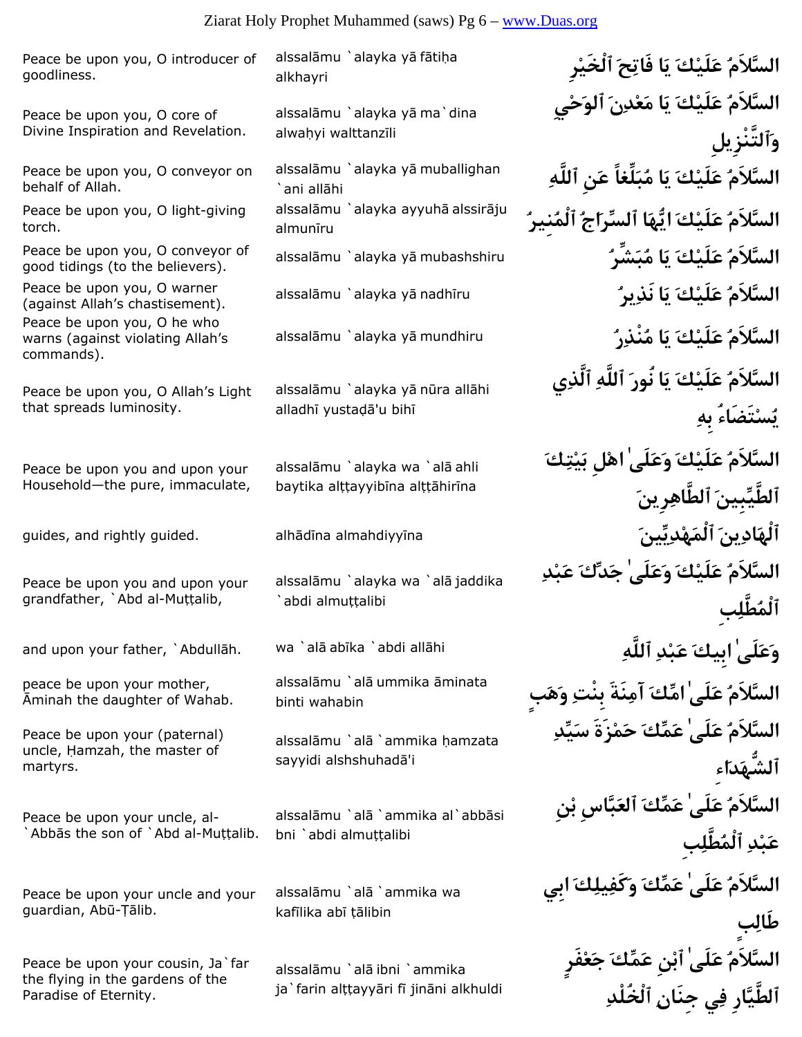| English | Transliteration | Arabic |
|---|---|---|
| Peace be upon you, O introducer of goodliness. | alssalāmu `alayka yā fātiḥa alkhayri | السَّلاَمُ عَلَيْكَ يَا فَاتِحَ ٱلْخَيْرِ |
| Peace be upon you, O core of Divine Inspiration and Revelation. | alssalāmu `alayka yā ma`dina alwaḥyi walttanzīli | السَّلاَمُ عَلَيْكَ يَا مَعْدِنَ ٱلوَحْيِ وَٱلتَّنْزِيلِ |
| Peace be upon you, O conveyor on behalf of Allah. | alssalāmu `alayka yā muballighan `ani allāhi | السَّلاَمُ عَلَيْكَ يَا مُبَلِّغاً عَنِ ٱللَّهِ |
| Peace be upon you, O light-giving torch. | alssalāmu `alayka ayyuhā alssirāju almunīru | السَّلاَمُ عَلَيْكَ ايُّهَا ٱلسِّرَاجُ ٱلْمُنِيرُ |
| Peace be upon you, O conveyor of good tidings (to the believers). | alssalāmu `alayka yā mubashshiru | السَّلاَمُ عَلَيْكَ يَا مُبَشِّرُ |
| Peace be upon you, O warner (against Allah's chastisement). | alssalāmu `alayka yā nadhīru | السَّلاَمُ عَلَيْكَ يَا نَذِيرُ |
| Peace be upon you, O he who warns (against violating Allah's commands). | alssalāmu `alayka yā mundhiru | السَّلاَمُ عَلَيْكَ يَا مُنْذِرُ |
| Peace be upon you, O Allah's Light that spreads luminosity. | alssalāmu `alayka yā nūra allāhi alladhī yustaḍā'u bihī | السَّلاَمُ عَلَيْكَ يَا نُورَ ٱللَّهِ ٱلَّذِي يُسْتَضَاءُ بِهِ |
| Peace be upon you and upon your Household—the pure, immaculate, | alssalāmu `alayka wa `alā ahli baytika alṭṭayyibīna alṭṭāhirīna | السَّلاَمُ عَلَيْكَ وَعَلَىٰ اهْلِ بَيْتِكَ ٱلطَّيِّبِينَ ٱلطَّاهِرِينَ |
| guides, and rightly guided. | alhādīna almahdiyyīna | ٱلْهَادِينَ ٱلْمَهْدِيِّينَ |
| Peace be upon you and upon your grandfather, `Abd al-Muṭṭalib, | alssalāmu `alayka wa `alā jaddika `abdi almuṭṭalibi | السَّلاَمُ عَلَيْكَ وَعَلَىٰ جَدِّكَ عَبْدِ ٱلْمُطَّلِبِ |
| and upon your father, `Abdullāh. | wa `alā abīka `abdi allāhi | وَعَلَىٰ ابِيكَ عَبْدِ ٱللَّهِ |
| peace be upon your mother, Āminah the daughter of Wahab. | alssalāmu `alā ummika āminata binti wahabin | السَّلاَمُ عَلَىٰ امِّكَ آمِنَةَ بِنْتِ وَهَبٍ |
| Peace be upon your (paternal) uncle, Ḥamzah, the master of martyrs. | alssalāmu `alā `ammika ḥamzata sayyidi alshshuhadā'i | السَّلاَمُ عَلَىٰ عَمِّكَ حَمْزَةَ سَيِّدِ ٱلشُّهَدَاءِ |
| Peace be upon your uncle, al-`Abbās the son of `Abd al-Muṭṭalib. | alssalāmu `alā `ammika al`abbāsi bni `abdi almuṭṭalibi | السَّلاَمُ عَلَىٰ عَمِّكَ ٱلعَبَّاسِ بْنِ عَبْدِ ٱلْمُطَّلِبِ |
| Peace be upon your uncle and your guardian, Abū-Ṭālib. | alssalāmu `alā `ammika wa kafīlika abī ṭālibin | السَّلاَمُ عَلَىٰ عَمِّكَ وَكَفِيلِكَ ابِي طَالِبٍ |
| Peace be upon your cousin, Ja`far the flying in the gardens of the Paradise of Eternity. | alssalāmu `alā ibni `ammika ja`farin alṭṭayyāri fī jināni alkhuldi | السَّلاَمُ عَلَىٰ ٱبْنِ عَمِّكَ جَعْفَرٍ ٱلطَّيَّارِ فِي جِنَانِ ٱلْخُلْدِ |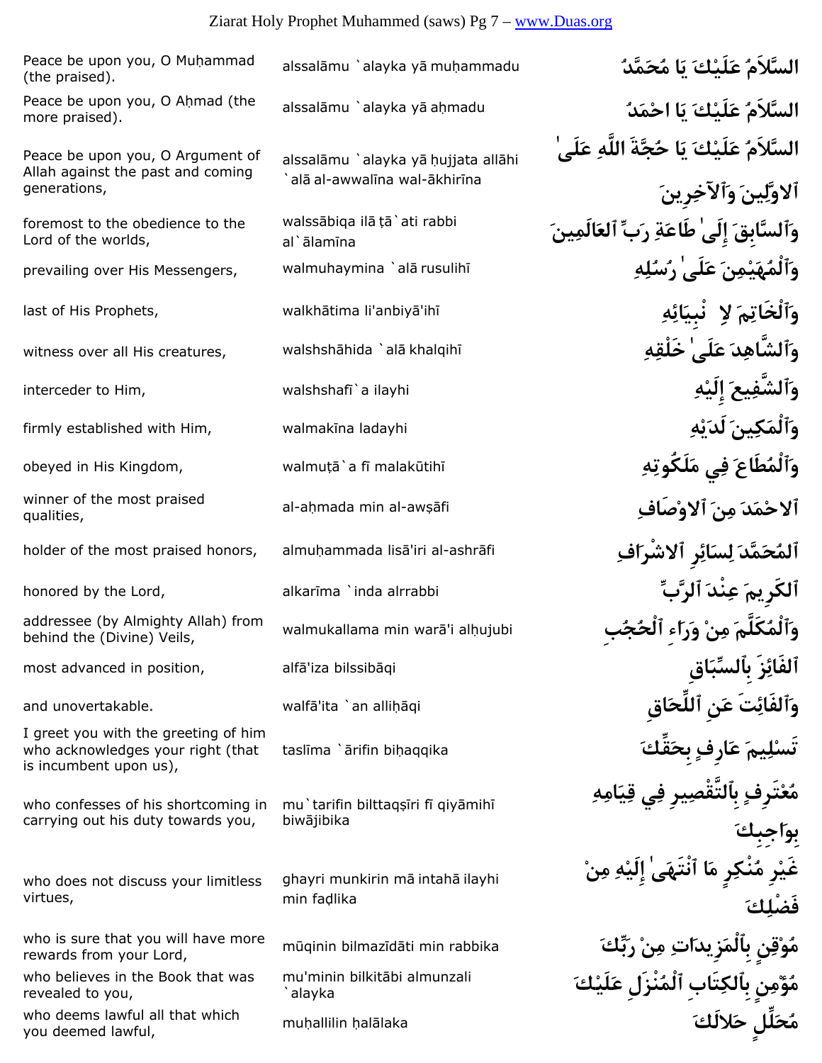| | | |
|---|---|---|
| Peace be upon you, O Muḥammad (the praised). | alssalāmu `alayka yā muḥammadu | السَّلاَمُ عَلَيْكَ يَا مُحَمَّدُ |
| Peace be upon you, O Aḥmad (the more praised). | alssalāmu `alayka yā aḥmadu | السَّلاَمُ عَلَيْكَ يَا احْمَدُ |
| Peace be upon you, O Argument of Allah against the past and coming generations, | alssalāmu `alayka yā ḥujjata allāhi `alā al-awwalīna wal-ākhirīna | السَّلاَمُ عَلَيْكَ يَا حُجَّةَ ٱللَّهِ عَلَىٰ ٱلاوَّلِينَ وَٱلآخِرِينَ |
| foremost to the obedience to the Lord of the worlds, | walssābiqa ilā ṭā`ati rabbi al`ālamīna | وَٱلسَّابِقَ إِلَىٰ طَاعَةِ رَبِّ ٱلعَالَمِينَ |
| prevailing over His Messengers, | walmuhaymina `alā rusulihī | وَٱلْمُهَيْمِنَ عَلَىٰ رُسُلِهِ |
| last of His Prophets, | walkhātima li'anbiyā'ihī | وَٱلْخَاتِمَ لاِنْبِيَائِهِ |
| witness over all His creatures, | walshshāhida `alā khalqihī | وَٱلشَّاهِدَ عَلَىٰ خَلْقِهِ |
| interceder to Him, | walshshafī`a ilayhi | وَٱلشَّفِيعَ إِلَيْهِ |
| firmly established with Him, | walmakīna ladayhi | وَٱلْمَكِينَ لَدَيْهِ |
| obeyed in His Kingdom, | walmuṭā`a fī malakūtihī | وَٱلْمُطَاعَ فِي مَلَكُوتِهِ |
| winner of the most praised qualities, | al-aḥmada min al-awṣāfi | ٱلاحْمَدَ مِنَ ٱلاوْصَافِ |
| holder of the most praised honors, | almuḥammada lisā'iri al-ashrāfi | ٱلمُحَمَّدَ لِسَائِرِ ٱلاشْرَافِ |
| honored by the Lord, | alkarīma `inda alrrabbi | ٱلكَرِيمَ عِنْدَ ٱلرَّبِّ |
| addressee (by Almighty Allah) from behind the (Divine) Veils, | walmukallama min warā'i alḥujubi | وَٱلْمُكَلَّمَ مِنْ وَرَاءِ ٱلْحُجُبِ |
| most advanced in position, | alfā'iza bilssibāqi | ٱلفَائِزَ بِٱلسِّبَاقِ |
| and unovertakable. | walfā'ita `an alliḥāqi | وَٱلفَائِتَ عَنِ ٱللِّحَاقِ |
| I greet you with the greeting of him who acknowledges your right (that is incumbent upon us), | taslīma `ārifin biḥaqqika | تَسْلِيمَ عَارِفٍ بِحَقِّكَ |
| who confesses of his shortcoming in carrying out his duty towards you, | mu`tarifin bilttaqṣīri fī qiyāmihī biwājibika | مُعْتَرِفٍ بِٱلتَّقْصِيرِ فِي قِيَامِهِ بِوَاجِبِكَ |
| who does not discuss your limitless virtues, | ghayri munkirin mā intahā ilayhi min faḍlika | غَيْرِ مُنْكِرٍ مَا ٱنْتَهَىٰ إِلَيْهِ مِنْ فَضْلِكَ |
| who is sure that you will have more rewards from your Lord, | mūqinin bilmazīdāti min rabbika | مُوقِنٍ بِٱلْمَزِيدَاتِ مِنْ رَبِّكَ |
| who believes in the Book that was revealed to you, | mu'minin bilkitābi almunzali `alayka | مُؤْمِنٍ بِٱلكِتَابِ ٱلْمُنْزَلِ عَلَيْكَ |
| who deems lawful all that which you deemed lawful, | muḥallilin ḥalālaka | مُحَلِّلٍ حَلاَلَكَ |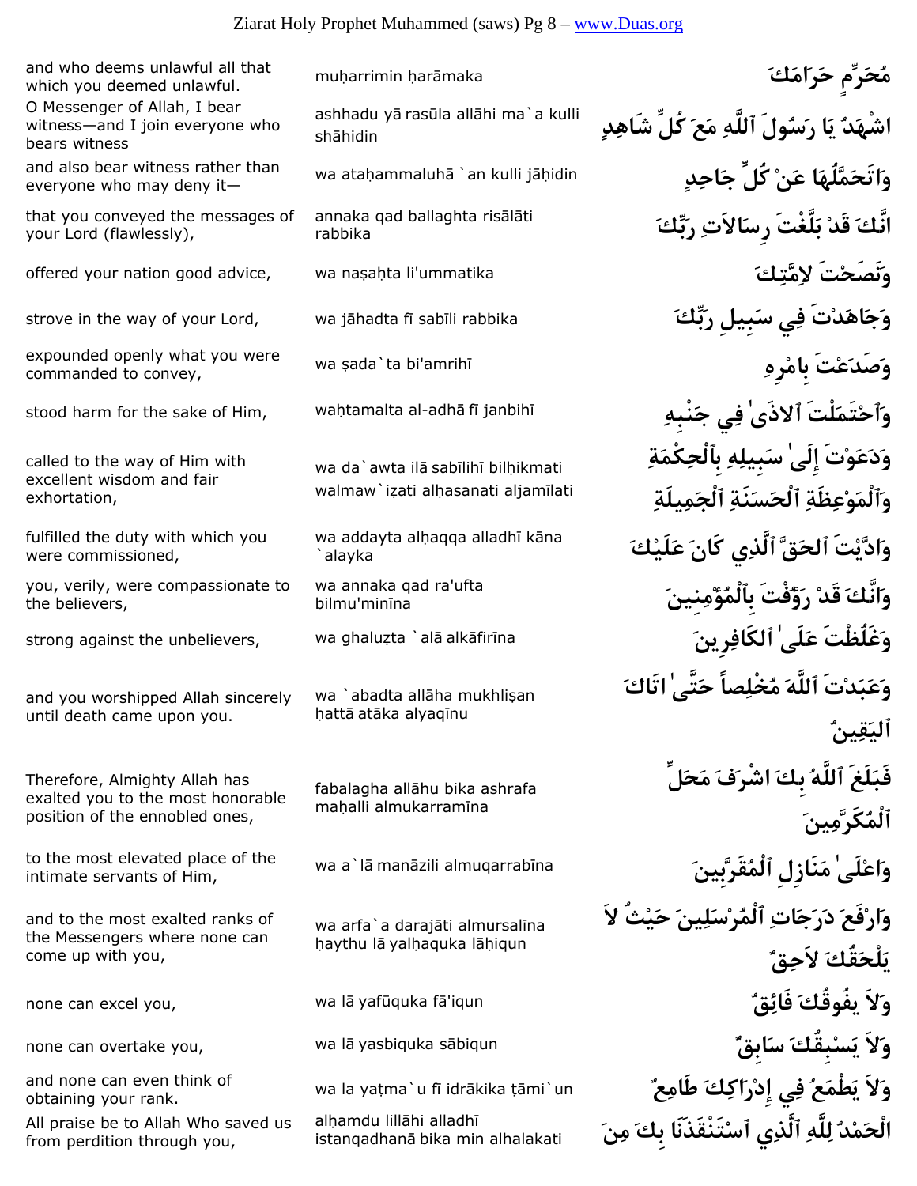| | | |
|---|---|---|
| and who deems unlawful all that which you deemed unlawful. | muḥarrimin ḥarāmaka | مُحَرِّمٍ حَرَامَكَ |
| O Messenger of Allah, I bear witness—and I join everyone who bears witness | ashhadu yā rasūla allāhi ma`a kulli shāhidin | اشْهَدُ يَا رَسُولَ ٱللَّهِ مَعَ كُلِّ شَاهِدٍ |
| and also bear witness rather than everyone who may deny it— | wa ataḥammaluhā `an kulli jāḥidin | وَاتَحَمَّلُهَا عَنْ كُلِّ جَاحِدٍ |
| that you conveyed the messages of your Lord (flawlessly), | annaka qad ballaghta risālāti rabbika | انَّكَ قَدْ بَلَّغْتَ رِسَالاَتِ رَبِّكَ |
| offered your nation good advice, | wa naṣaḥta li'ummatika | وَنَصَحْتَ لاِمَّتِكَ |
| strove in the way of your Lord, | wa jāhadta fī sabīli rabbika | وَجَاهَدْتَ فِي سَبِيلِ رَبِّكَ |
| expounded openly what you were commanded to convey, | wa ṣada`ta bi'amrihī | وَصَدَعْتَ بِامْرِهِ |
| stood harm for the sake of Him, | waḥtamalta al-adhā fī janbihī | وَٱحْتَمَلْتَ ٱلاذَىٰ فِي جَنْبِهِ |
| called to the way of Him with excellent wisdom and fair exhortation, | wa da`awta ilā sabīlihī bilḥikmati walmaw`iẓati alḥasanati aljamīlati | وَدَعَوْتَ إِلَىٰ سَبِيلِهِ بِٱلْحِكْمَةِ وَٱلْمَوْعِظَةِ ٱلْحَسَنَةِ ٱلْجَمِيلَةِ |
| fulfilled the duty with which you were commissioned, | wa addayta alḥaqqa alladhī kāna `alayka | وَادَّيْتَ ٱلحَقَّ ٱلَّذِي كَانَ عَلَيْكَ |
| you, verily, were compassionate to the believers, | wa annaka qad ra'ufta bilmu'minīna | وَانَّكَ قَدْ رَؤُفْتَ بِٱلْمُؤْمِنِينَ |
| strong against the unbelievers, | wa ghaluẓta `alā alkāfirīna | وَغَلُظْتَ عَلَىٰ ٱلكَافِرِينَ |
| and you worshipped Allah sincerely until death came upon you. | wa `abadta allāha mukhliṣan ḥattā atāka alyaqīnu | وَعَبَدْتَ ٱللَّهَ مُخْلِصاً حَتَّىٰ اتَاكَ ٱليَقِينُ |
| Therefore, Almighty Allah has exalted you to the most honorable position of the ennobled ones, | fabalagha allāhu bika ashrafa maḥalli almukarramīna | فَبَلَغَ ٱللَّهُ بِكَ اشْرَفَ مَحَلِّ ٱلْمُكَرَّمِينَ |
| to the most elevated place of the intimate servants of Him, | wa a`lā manāzili almuqarrabīna | وَاعْلَىٰ مَنَازِلِ ٱلْمُقَرَّبِينَ |
| and to the most exalted ranks of the Messengers where none can come up with you, | wa arfa`a darajāti almursalīna ḥaythu lā yalḥaquka lāḥiqun | وَارْفَعَ دَرَجَاتِ ٱلْمُرْسَلِينَ حَيْثُ لاَ يَلْحَقُكَ لاَحِقٌ |
| none can excel you, | wa lā yafūquka fā'iqun | وَلاَ يفُوقُكَ فَائِقٌ |
| none can overtake you, | wa lā yasbiquka sābiqun | وَلاَ يَسْبِقُكَ سَابِقٌ |
| and none can even think of obtaining your rank. | wa la yaṭma`u fī idrākika ṭāmi`un | وَلاَ يَطْمَعُ فِي إِدْرَاكِكَ طَامِعٌ |
| All praise be to Allah Who saved us from perdition through you, | alḥamdu lillāhi alladhī istanqadhanā bika min alhalakati | الْحَمْدُ لِلَّهِ ٱلَّذِي ٱسْتَنْقَذَنَا بِكَ مِنَ |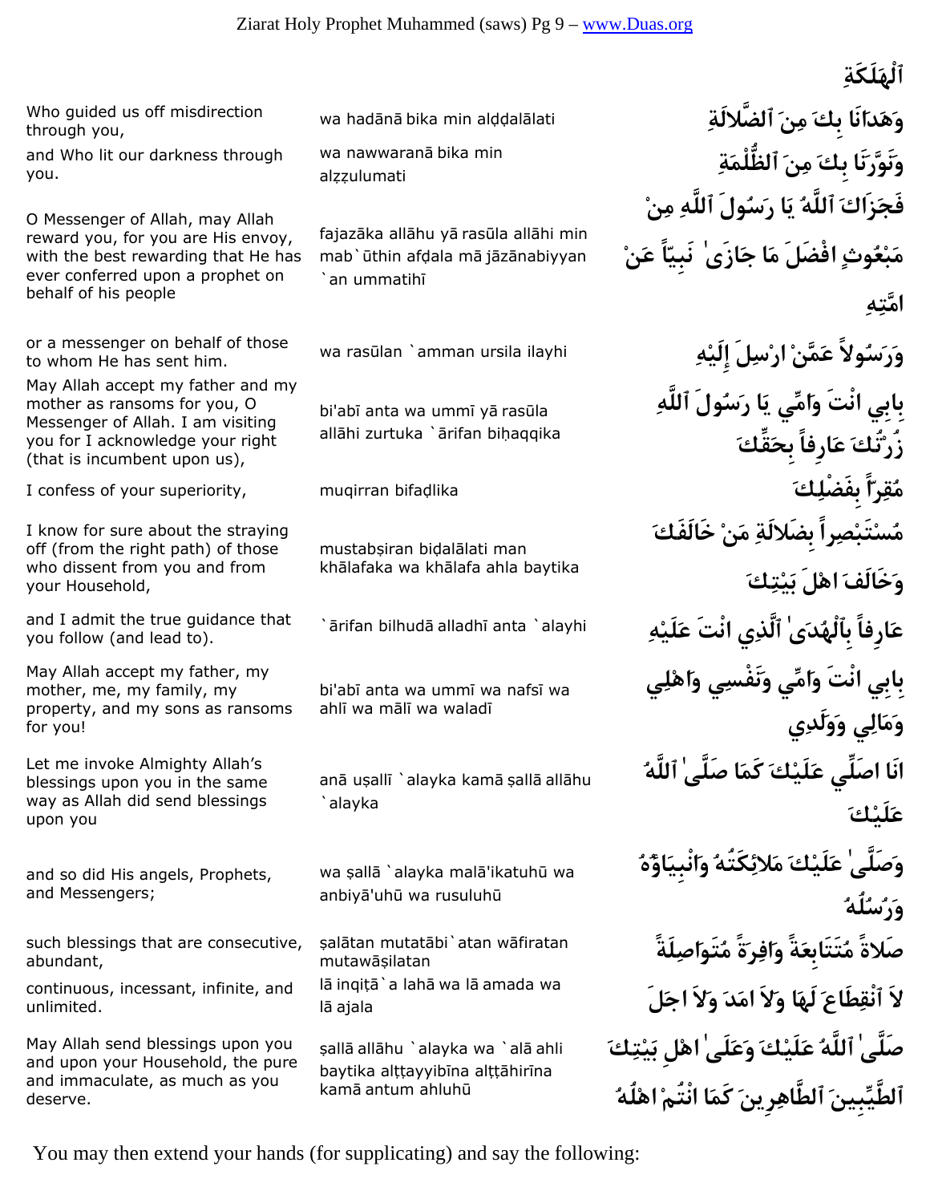ٱلْهَلَكَةِ

| | | |
|---|---|---|
| Who guided us off misdirection through you, | wa hadānā bika min alḍḍalālati | وَهَدَانَا بِكَ مِنَ ٱلضَّلاَلَةِ |
| and Who lit our darkness through you. | wa nawwaranā bika min alẓẓulumati | وَنَوَّرَنَا بِكَ مِنَ ٱلظُّلْمَةِ |
| O Messenger of Allah, may Allah reward you, for you are His envoy, with the best rewarding that He has ever conferred upon a prophet on behalf of his people | fajazāka allāhu yā rasūla allāhi min mab`ūthin afḍala mā jāzānabiyyan `an ummatihī | فَجَزَاكَ ٱللَّهُ يَا رَسُولَ ٱللَّهِ مِنْ مَبْعُوثٍ افْضَلَ مَا جَازَىٰ نَبِيّاً عَنْ امَّتِهِ |
| or a messenger on behalf of those to whom He has sent him. | wa rasūlan `amman ursila ilayhi | وَرَسُولاً عَمَّنْ ارْسِلَ إِلَيْهِ |
| May Allah accept my father and my mother as ransoms for you, O Messenger of Allah. I am visiting you for I acknowledge your right (that is incumbent upon us), | bi'abī anta wa ummī yā rasūla allāhi zurtuka `ārifan biḥaqqika | بِابِي انْتَ وَامِّي يَا رَسُولَ ٱللَّهِ زُرْتُكَ عَارِفاً بِحَقِّكَ |
| I confess of your superiority, | muqirran bifaḍlika | مُقِرّاً بِفَضْلِكَ |
| I know for sure about the straying off (from the right path) of those who dissent from you and from your Household, | mustabṣiran biḍalālati man khālafaka wa khālafa ahla baytika | مُسْتَبْصِراً بِضَلاَلَةِ مَنْ خَالَفَكَ وَخَالَفَ اهْلَ بَيْتِكَ |
| and I admit the true guidance that you follow (and lead to). | `ārifan bilhudā alladhī anta `alayhi | عَارِفاً بِٱلْهُدَىٰ ٱلَّذِي انْتَ عَلَيْهِ |
| May Allah accept my father, my mother, me, my family, my property, and my sons as ransoms for you! | bi'abī anta wa ummī wa nafsī wa ahlī wa mālī wa waladī | بِابِي انْتَ وَامِّي وَنَفْسِي وَاهْلِي وَمَالِي وَوَلَدِي |
| Let me invoke Almighty Allah's blessings upon you in the same way as Allah did send blessings upon you | anā uṣallī `alayka kamā ṣallā allāhu `alayka | انَا اصَلِّي عَلَيْكَ كَمَا صَلَّىٰ ٱللَّهُ عَلَيْكَ |
| and so did His angels, Prophets, and Messengers; | wa ṣallā `alayka malā'ikatuhū wa anbiyā'uhū wa rusuluhū | وَصَلَّىٰ عَلَيْكَ مَلاَئِكَتُهُ وَانْبِيَاؤُهُ وَرُسُلُهُ |
| such blessings that are consecutive, abundant, | ṣalātan mutatābi`atan wāfiratan mutawāṣilatan | صَلاَةً مُتَتَابِعَةً وَافِرَةً مُتَوَاصِلَةً |
| continuous, incessant, infinite, and unlimited. | lā inqiṭā`a lahā wa lā amada wa lā ajala | لاَ ٱنْقِطَاعَ لَهَا وَلاَ امَدَ وَلاَ اجَلَ |
| May Allah send blessings upon you and upon your Household, the pure and immaculate, as much as you deserve. | ṣallā allāhu `alayka wa `alā ahli baytika alṭṭayyibīna alṭṭāhirīna kamā antum ahluhū | صَلَّىٰ ٱللَّهُ عَلَيْكَ وَعَلَىٰ اهْلِ بَيْتِكَ ٱلطَّيِّبِينَ ٱلطَّاهِرِينَ كَمَا انْتُمْ اهْلُهُ |

You may then extend your hands (for supplicating) and say the following: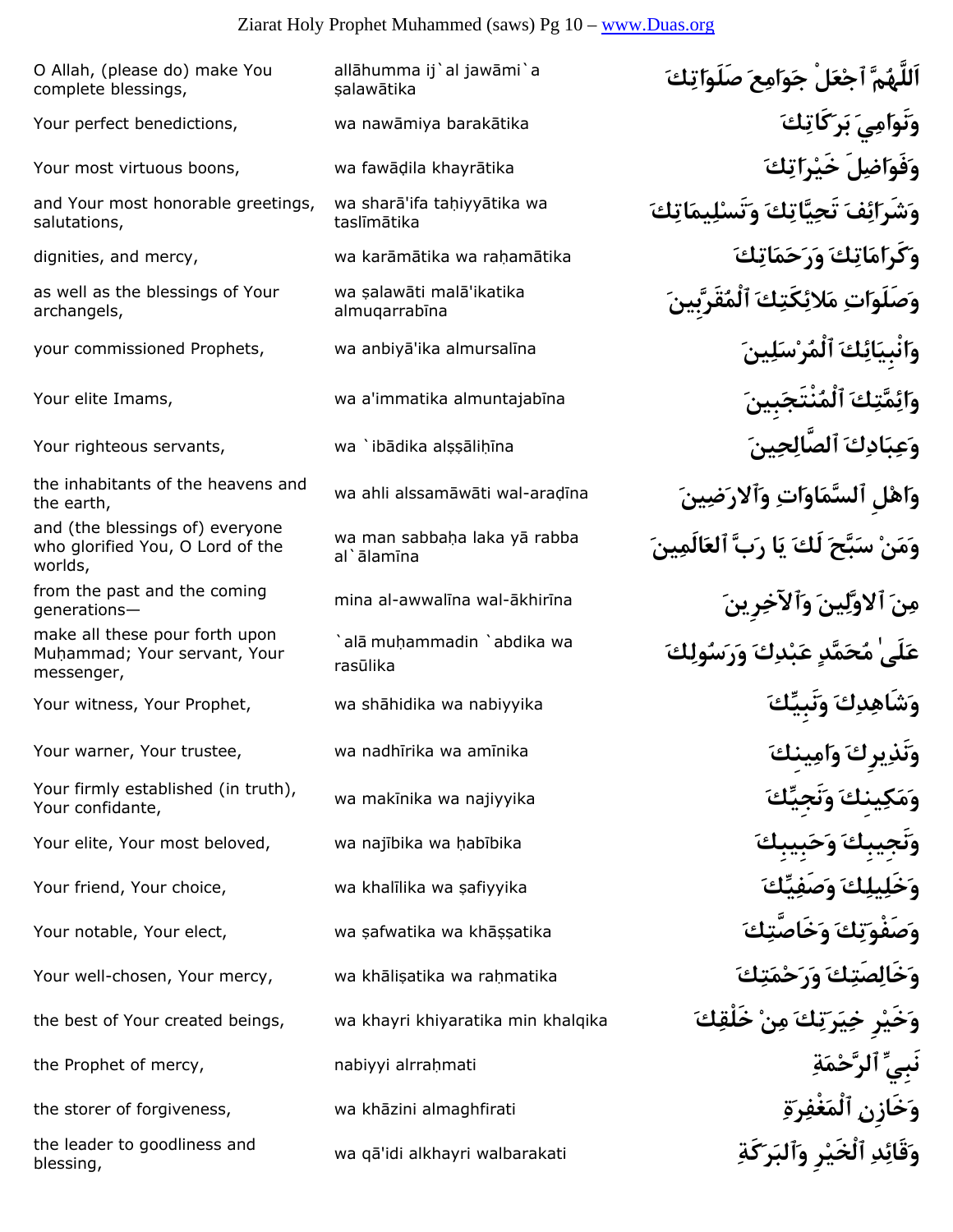| | | |
|---|---|---|
| O Allah, (please do) make You complete blessings, | allāhumma ij`al jawāmi`a ṣalawātika | اَللَّهُمَّ ٱجْعَلْ جَوَامِعَ صَلَوَاتِكَ |
| Your perfect benedictions, | wa nawāmiya barakātika | وَنَوَامِيَ بَرَكَاتِكَ |
| Your most virtuous boons, | wa fawāḍila khayrātika | وَفَوَاضِلَ خَيْرَاتِكَ |
| and Your most honorable greetings, salutations, | wa sharā'ifa taḥiyyātika wa taslīmātika | وَشَرَائِفَ تَحِيَّاتِكَ وَتَسْلِيمَاتِكَ |
| dignities, and mercy, | wa karāmātika wa raḥamātika | وَكَرَامَاتِكَ وَرَحَمَاتِكَ |
| as well as the blessings of Your archangels, | wa ṣalawāti malā'ikatika almuqarrabīna | وَصَلَوَاتِ مَلائِكَتِكَ ٱلْمُقَرَّبِينَ |
| your commissioned Prophets, | wa anbiyā'ika almursalīna | وَانْبِيَائِكَ ٱلْمُرْسَلِينَ |
| Your elite Imams, | wa a'immatika almuntajabīna | وَائِمَّتِكَ ٱلْمُنْتَجَبِينَ |
| Your righteous servants, | wa `ibādika alṣṣāliḥīna | وَعِبَادِكَ ٱلصَّالِحِينَ |
| the inhabitants of the heavens and the earth, | wa ahli alssamāwāti wal-araḍīna | وَاهْلِ ٱلسَّمَاوَاتِ وَٱلارَضِينَ |
| and (the blessings of) everyone who glorified You, O Lord of the worlds, | wa man sabbaḥa laka yā rabba al`ālamīna | وَمَنْ سَبَّحَ لَكَ يَا رَبَّ ٱلعَالَمِينَ |
| from the past and the coming generations— | mina al-awwalīna wal-ākhirīna | مِنَ ٱلاوَّلِينَ وَٱلآخِرِينَ |
| make all these pour forth upon Muḥammad; Your servant, Your messenger, | `alā muḥammadin `abdika wa rasūlika | عَلَىٰ مُحَمَّدٍ عَبْدِكَ وَرَسُولِكَ |
| Your witness, Your Prophet, | wa shāhidika wa nabiyyika | وَشَاهِدِكَ وَنَبِيِّكَ |
| Your warner, Your trustee, | wa nadhīrika wa amīnika | وَنَذِيرِكَ وَامِينِكَ |
| Your firmly established (in truth), Your confidante, | wa makīnika wa najiyyika | وَمَكِينِكَ وَنَجِيِّكَ |
| Your elite, Your most beloved, | wa najībika wa ḥabībika | وَنَجِيبِكَ وَحَبِيبِكَ |
| Your friend, Your choice, | wa khalīlika wa ṣafiyyika | وَخَلِيلِكَ وَصَفِيِّكَ |
| Your notable, Your elect, | wa ṣafwatika wa khāṣṣatika | وَصَفْوَتِكَ وَخَاصَّتِكَ |
| Your well-chosen, Your mercy, | wa khāliṣatika wa raḥmatika | وَخَالِصَتِكَ وَرَحْمَتِكَ |
| the best of Your created beings, | wa khayri khiyaratika min khalqika | وَخَيْرِ خِيَرَتِكَ مِنْ خَلْقِكَ |
| the Prophet of mercy, | nabiyyi alrraḥmati | نَبِيِّ ٱلرَّحْمَةِ |
| the storer of forgiveness, | wa khāzini almaghfirati | وَخَازِنِ ٱلْمَغْفِرَةِ |
| the leader to goodliness and blessing, | wa qā'idi alkhayri walbarakati | وَقَائِدِ ٱلْخَيْرِ وَٱلبَرَكَةِ |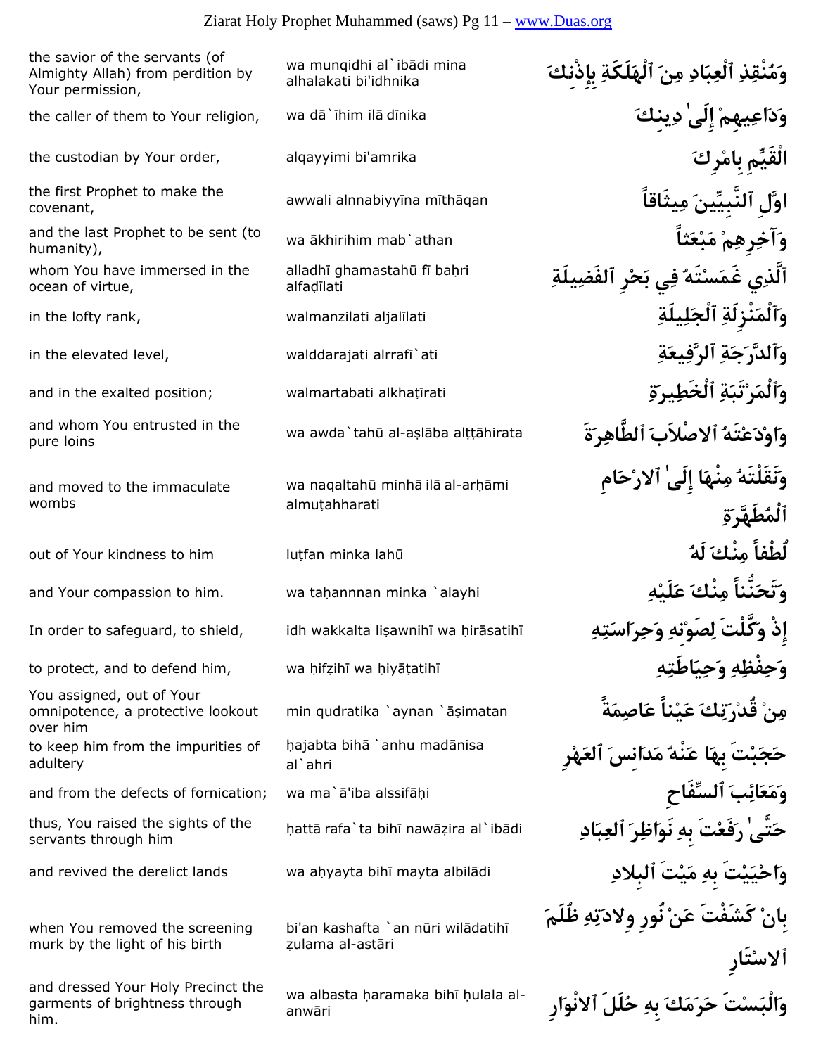| | | |
|---|---|---|
| the savior of the servants (of Almighty Allah) from perdition by Your permission, | wa munqidhi al`ibādi mina alhalakati bi'idhnika | وَمُنْقِذِ ٱلْعِبَادِ مِنَ ٱلْهَلَكَةِ بِإِذْنِكَ |
| the caller of them to Your religion, | wa dā`īhim ilā dīnika | وَدَاعِيهِمْ إِلَىٰ دِينِكَ |
| the custodian by Your order, | alqayyimi bi'amrika | الْقَيِّمِ بِامْرِكَ |
| the first Prophet to make the covenant, | awwali alnnabiyyīna mīthāqan | اوَّلِ ٱلنَّبِيِّينَ مِيثَاقاً |
| and the last Prophet to be sent (to humanity), | wa ākhirihim mab`athan | وَآخِرِهِمْ مَبْعَثاً |
| whom You have immersed in the ocean of virtue, | alladhī ghamastahū fī baḥri alfaḍīlati | ٱلَّذِي غَمَسْتَهُ فِي بَحْرِ ٱلفَضِيلَةِ |
| in the lofty rank, | walmanzilati aljalīlati | وَٱلْمَنْزِلَةِ ٱلْجَلِيلَةِ |
| in the elevated level, | walddarajati alrrafī`ati | وَٱلدَّرَجَةِ ٱلرَّفِيعَةِ |
| and in the exalted position; | walmartabati alkhaṭīrati | وَٱلْمَرْتَبَةِ ٱلْخَطِيرَةِ |
| and whom You entrusted in the pure loins | wa awda`tahū al-aṣlāba alṭṭāhirata | وَاوْدَعْتَهُ ٱلاصْلاَبَ ٱلطَّاهِرَةَ |
| and moved to the immaculate wombs | wa naqaltahū minhā ilā al-arḥāmi almuṭahharati | وَنَقَلْتَهُ مِنْهَا إِلَىٰ ٱلارْحَامِ ٱلْمُطَهَّرَةِ |
| out of Your kindness to him | luṭfan minka lahū | لُطْفاً مِنْكَ لَهُ |
| and Your compassion to him. | wa taḥannnan minka `alayhi | وَتَحَنُّناً مِنْكَ عَلَيْهِ |
| In order to safeguard, to shield, | idh wakkalta liṣawnihī wa ḥirāsatihī | إِذْ وَكَّلْتَ لِصَوْنِهِ وَحِرَاسَتِهِ |
| to protect, and to defend him, | wa ḥifẓihī wa ḥiyāṭatihī | وَحِفْظِهِ وَحِيَاطَتِهِ |
| You assigned, out of Your omnipotence, a protective lookout over him | min qudratika `aynan `āṣimatan | مِنْ قُدْرَتِكَ عَيْناً عَاصِمَةً |
| to keep him from the impurities of adultery | ḥajabta bihā `anhu madānisa al`ahri | حَجَبْتَ بِهَا عَنْهُ مَدَانِسَ ٱلعَهْرِ |
| and from the defects of fornication; | wa ma`ā'iba alssifāḥi | وَمَعَائِبَ ٱلسِّفَاحِ |
| thus, You raised the sights of the servants through him | ḥattā rafa`ta bihī nawāẓira al`ibādi | حَتَّىٰ رَفَعْتَ بِهِ نَوَاظِرَ ٱلعِبَادِ |
| and revived the derelict lands | wa aḥyayta bihī mayta albilādi | وَاحْيَيْتَ بِهِ مَيْتَ ٱلبِلادِ |
| when You removed the screening murk by the light of his birth | bi'an kashafta `an nūri wilādatihī ẓulama al-astāri | بِانْ كَشَفْتَ عَنْ نُورِ وِلادَتِهِ ظُلَمَ ٱلاسْتَارِ |
| and dressed Your Holy Precinct the garments of brightness through him. | wa albasta ḥaramaka bihī ḥulala al-anwāri | وَالْبَسْتَ حَرَمَكَ بِهِ حُلَلَ ٱلانْوَارِ |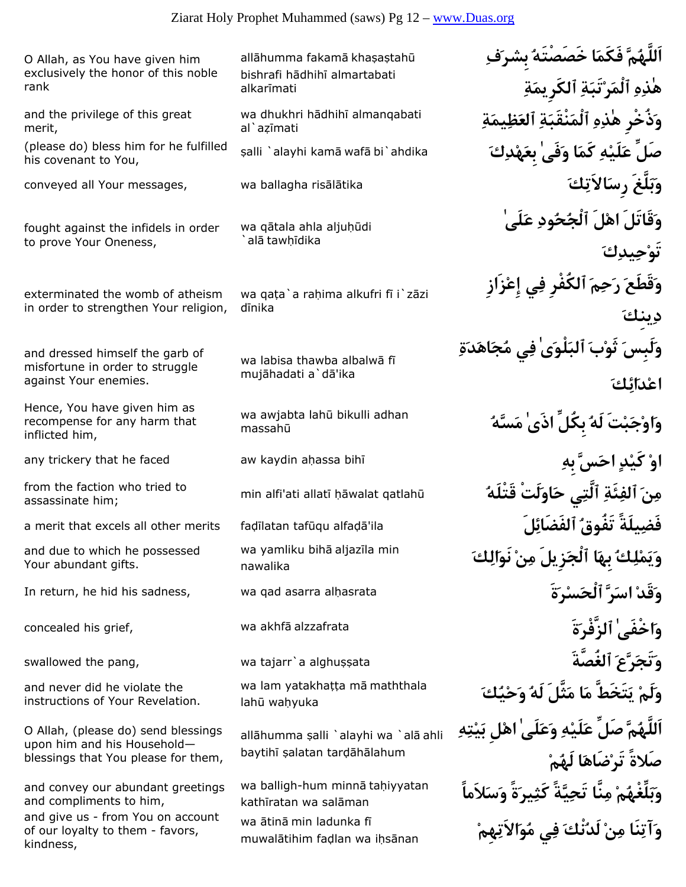| | | |
|---|---|---|
| O Allah, as You have given him exclusively the honor of this noble rank | allāhumma fakamā khaṣaṣtahū bishrafi hādhihī almartabati alkarīmati | اَللَّهُمَّ فَكَمَا خَصَصْتَهُ بِشرَفِ هٰذِهِ ٱلْمَرْتَبَةِ ٱلكَرِيمَةِ |
| and the privilege of this great merit, | wa dhukhri hādhihī almanqabati al`aẓīmati | وَذُخْرِ هٰذِهِ ٱلْمَنْقَبَةِ ٱلعَظِيمَةِ |
| (please do) bless him for he fulfilled his covenant to You, | ṣalli `alayhi kamā wafā bi`ahdika | صَلِّ عَلَيْهِ كَمَا وَفَىٰ بِعَهْدِكَ |
| conveyed all Your messages, | wa ballagha risālātika | وَبَلَّغَ رِسَالاَتِكَ |
| fought against the infidels in order to prove Your Oneness, | wa qātala ahla aljuḥūdi `alā tawḥīdika | وَقَاتَلَ اهْلَ ٱلْجُحُودِ عَلَىٰ تَوْحِيدِكَ |
| exterminated the womb of atheism in order to strengthen Your religion, | wa qaṭa`a raḥima alkufri fī i`zāzi dīnika | وَقَطَعَ رَحِمَ ٱلكُفْرِ فِي إِعْزَازِ دِينِكَ |
| and dressed himself the garb of misfortune in order to struggle against Your enemies. | wa labisa thawba albalwā fī mujāhadati a`dā'ika | وَلَبِسَ ثَوْبَ ٱلبَلْوَىٰ فِي مُجَاهَدَةِ اعْدَائِكَ |
| Hence, You have given him as recompense for any harm that inflicted him, | wa awjabta lahū bikulli adhan massahū | وَاوْجَبْتَ لَهُ بِكُلِّ اذَىٰ مَسَّهُ |
| any trickery that he faced | aw kaydin aḥassa bihī | اوْ كَيْدٍ احَسَّ بِهِ |
| from the faction who tried to assassinate him; | min alfi'ati allatī ḥāwalat qatlahū | مِنَ ٱلفِئَةِ ٱلَّتِي حَاوَلَتْ قَتْلَهُ |
| a merit that excels all other merits | faḍīlatan tafūqu alfaḍā'ila | فَضِيلَةً تَفُوقُ ٱلفَضَائِلَ |
| and due to which he possessed Your abundant gifts. | wa yamliku bihā aljazīla min nawalika | وَيَمْلِكُ بِهَا ٱلْجَزِيلَ مِنْ نَوَالِكَ |
| In return, he hid his sadness, | wa qad asarra alḥasrata | وَقَدْ اسَرَّ ٱلْحَسْرَةَ |
| concealed his grief, | wa akhfā alzzafrata | وَاخْفَىٰ ٱلزَّفْرَةَ |
| swallowed the pang, | wa tajarr`a alghuṣṣata | وَتَجَرَّعَ ٱلغُصَّةَ |
| and never did he violate the instructions of Your Revelation. | wa lam yatakhaṭṭa mā maththala lahū waḥyuka | وَلَمْ يَتَخَطَّ مَا مَثَّلَ لَهُ وَحْيُكَ |
| O Allah, (please do) send blessings upon him and his Household—blessings that You please for them, | allāhumma ṣalli `alayhi wa `alā ahli baytihī ṣalatan tarḍāhālahum | اَللَّهُمَّ صَلِّ عَلَيْهِ وَعَلَىٰ اهْلِ بَيْتِهِ صَلاةً تَرْضَاهَا لَهُمْ |
| and convey our abundant greetings and compliments to him, | wa balligh-hum minnā taḥiyyatan kathīratan wa salāman | وَبَلِّغْهُمْ مِنَّا تَحِيَّةً كَثِيرَةً وَسَلاَماً |
| and give us - from You on account of our loyalty to them - favors, kindness, | wa ātinā min ladunka fī muwalātihim faḍlan wa iḥsānan | وَآتِنَا مِنْ لَدُنْكَ فِي مُوَالاَتِهِمْ |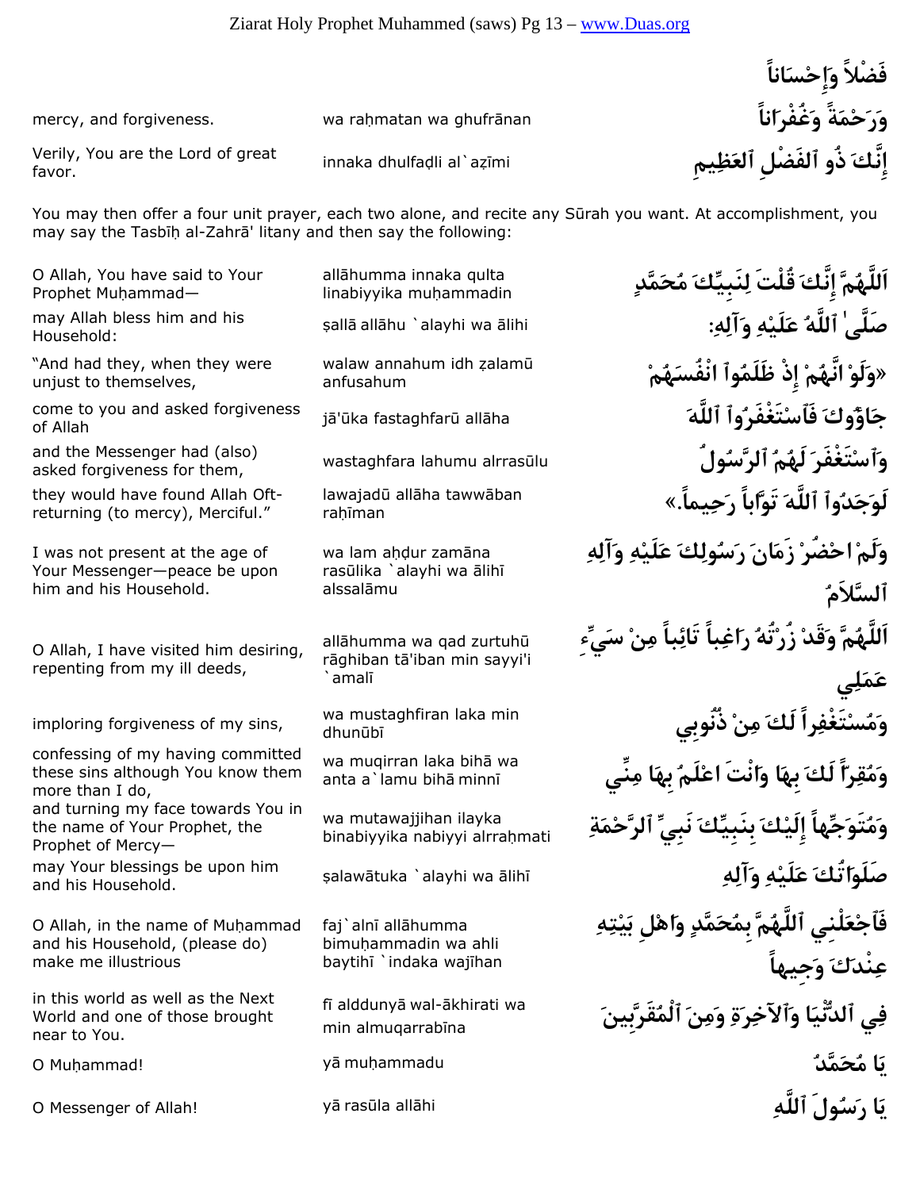| | | |
|---|---|---|
| | | فَضْلاً وَإِحْسَاناً |
| mercy, and forgiveness. | wa raḥmatan wa ghufrānan | وَرَحْمَةً وَغُفْرَاناً |
| Verily, You are the Lord of great favor. | innaka dhulfaḍli al`aẓīmi | إِنَّكَ ذُو ٱلفَضْلِ ٱلعَظِيمِ |

You may then offer a four unit prayer, each two alone, and recite any Sūrah you want. At accomplishment, you may say the Tasbīḥ al-Zahrā' litany and then say the following:

| | | |
|---|---|---|
| O Allah, You have said to Your Prophet Muḥammad— | allāhumma innaka qulta linabiyyika muḥammadin | اَللَّهُمَّ إِنَّكَ قُلْتَ لِنَبِيِّكَ مُحَمَّدٍ |
| may Allah bless him and his Household: | ṣallā allāhu `alayhi wa ālihi | صَلَّىٰ ٱللَّهُ عَلَيْهِ وَآلِهِ: |
| "And had they, when they were unjust to themselves, | walaw annahum idh ẓalamū anfusahum | «وَلَوْ انَّهُمْ إِذْ ظَلَمُوٓاْ انْفُسَهُمْ |
| come to you and asked forgiveness of Allah | jā'ūka fastaghfarū allāha | جَاءُوكَ فَٱسْتَغْفَرُواْ ٱللَّهَ |
| and the Messenger had (also) asked forgiveness for them, | wastaghfara lahumu alrrasūlu | وَٱسْتَغْفَرَ لَهُمُ ٱلرَّسُولُ |
| they would have found Allah Oft-returning (to mercy), Merciful." | lawajadū allāha tawwāban raḥīman | لَوَجَدُواْ ٱللَّهَ تَوَّاباً رَحِيماً.» |
| I was not present at the age of Your Messenger—peace be upon him and his Household. | wa lam aḥḍur zamāna rasūlika `alayhi wa ālihī alssalāmu | وَلَمْ احْضُرْ زَمَانَ رَسُولِكَ عَلَيْهِ وَآلِهِ ٱلسَّلاَمُ |
| O Allah, I have visited him desiring, repenting from my ill deeds, | allāhumma wa qad zurtuhū rāghiban tā'iban min sayyi'i `amalī | اَللَّهُمَّ وَقَدْ زُرْتُهُ رَاغِباً تَائِباً مِنْ سَيِّءِ عَمَلِي |
| imploring forgiveness of my sins, | wa mustaghfiran laka min dhunūbī | وَمُسْتَغْفِراً لَكَ مِنْ ذُنُوبِي |
| confessing of my having committed these sins although You know them more than I do, | wa muqirran laka bihā wa anta a`lamu bihā minnī | وَمُقِرّاً لَكَ بِهَا وَانْتَ اعْلَمُ بِهَا مِنِّي |
| and turning my face towards You in the name of Your Prophet, the Prophet of Mercy— | wa mutawajjihan ilayka binabiyyika nabiyyi alrraḥmati | وَمُتَوَجِّهاً إِلَيْكَ بِنَبِيِّكَ نَبِيِّ ٱلرَّحْمَةِ |
| may Your blessings be upon him and his Household. | ṣalawātuka `alayhi wa ālihī | صَلَوَاتُكَ عَلَيْهِ وَآلِهِ |
| O Allah, in the name of Muḥammad and his Household, (please do) make me illustrious | faj`alnī allāhumma bimuḥammadin wa ahli baytihī `indaka wajīhan | فَٱجْعَلْنِي ٱللَّهُمَّ بِمُحَمَّدٍ وَاهْلِ بَيْتِهِ عِنْدَكَ وَجِيهاً |
| in this world as well as the Next World and one of those brought near to You. | fī alddunyā wal-ākhirati wa min almuqarrabīna | فِي ٱلدُّنْيَا وَٱلآخِرَةِ وَمِنَ ٱلْمُقَرَّبِينَ |
| O Muḥammad! | yā muḥammadu | يَا مُحَمَّدُ |
| O Messenger of Allah! | yā rasūla allāhi | يَا رَسُولَ ٱللَّهِ |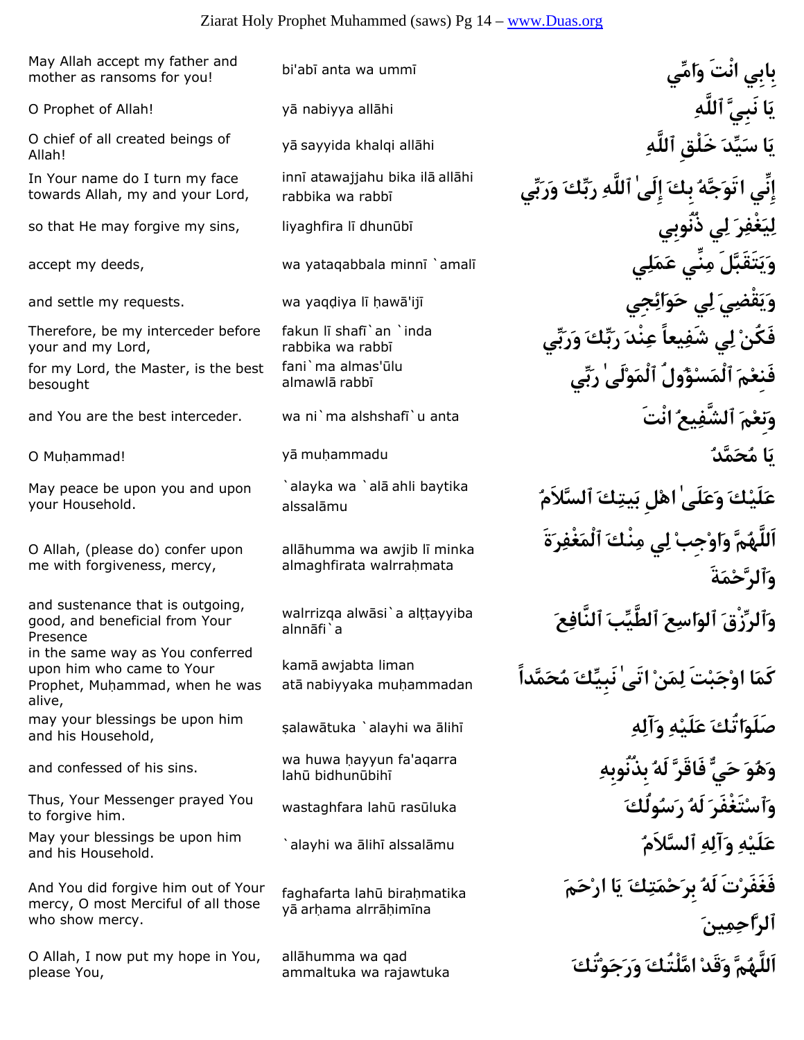| English | Transliteration | Arabic |
|---|---|---|
| May Allah accept my father and mother as ransoms for you! | bi'abī anta wa ummī | بِابِي انْتَ وَامِّي |
| O Prophet of Allah! | yā nabiyya allāhi | يَا نَبِيَّ ٱللَّهِ |
| O chief of all created beings of Allah! | yā sayyida khalqi allāhi | يَا سَيِّدَ خَلْقِ ٱللَّهِ |
| In Your name do I turn my face towards Allah, my and your Lord, | innī atawajjahu bika ilā allāhi rabbika wa rabbī | إِنِّي اتَوَجَّهُ بِكَ إِلَىٰ ٱللَّهِ رَبِّكَ وَرَبِّي |
| so that He may forgive my sins, | liyaghfira lī dhunūbī | لِيَغْفِرَ لِي ذُنُوبِي |
| accept my deeds, | wa yataqabbala minnī `amalī | وَيَتَقَبَّلَ مِنِّي عَمَلِي |
| and settle my requests. | wa yaqḍiya lī ḥawā'ijī | وَيَقْضِيَ لِي حَوَائِجِي |
| Therefore, be my interceder before your and my Lord, | fakun lī shafī`an `inda rabbika wa rabbī | فَكُنْ لِي شَفِيعاً عِنْدَ رَبِّكَ وَرَبِّي |
| for my Lord, the Master, is the best besought | fani`ma almas'ūlu almawlā rabbī | فَنِعْمَ ٱلْمَسْؤُولُ ٱلْمَوْلَىٰ رَبِّي |
| and You are the best interceder. | wa ni`ma alshshafī`u anta | وَنِعْمَ ٱلشَّفِيعُ انْتَ |
| O Muḥammad! | yā muḥammadu | يَا مُحَمَّدُ |
| May peace be upon you and upon your Household. | `alayka wa `alā ahli baytika alssalāmu | عَلَيْكَ وَعَلَىٰ اهْلِ بَيتِكَ ٱلسَّلاَمُ |
| O Allah, (please do) confer upon me with forgiveness, mercy, | allāhumma wa awjib lī minka almaghfirata walrraḥmata | اَللَّهُمَّ وَاوْجِبْ لِي مِنْكَ ٱلْمَغْفِرَةَ وَٱلرَّحْمَةَ |
| and sustenance that is outgoing, good, and beneficial from Your Presence | walrrizqa alwāsi`a alṭṭayyiba alnnāfi`a | وَٱلرِّزْقَ ٱلْوَاسِعَ ٱلطَّيِّبَ ٱلنَّافِعَ |
| in the same way as You conferred upon him who came to Your Prophet, Muḥammad, when he was alive, | kamā awjabta liman atā nabiyyaka muḥammadan | كَمَا اوْجَبْتَ لِمَنْ اتَىٰ نَبِيِّكَ مُحَمَّداً |
| may your blessings be upon him and his Household, | ṣalawātuka `alayhi wa ālihī | صَلَوَاتُكَ عَلَيْهِ وَآلِهِ |
| and confessed of his sins. | wa huwa ḥayyun fa'aqarra lahū bidhunūbihī | وَهُوَ حَيٌّ فَاقَرَّ لَهُ بِذُنُوبِهِ |
| Thus, Your Messenger prayed You to forgive him. | wastaghfara lahū rasūluka | وَٱسْتَغْفَرَ لَهُ رَسُولُكَ |
| May your blessings be upon him and his Household. | `alayhi wa ālihī alssalāmu | عَلَيْهِ وَآلِهِ ٱلسَّلاَمُ |
| And You did forgive him out of Your mercy, O most Merciful of all those who show mercy. | faghafarta lahū biraḥmatika yā arḥama alrrāḥimīna | فَغَفَرْتَ لَهُ بِرَحْمَتِكَ يَا ارْحَمَ ٱلرَّاحِمِينَ |
| O Allah, I now put my hope in You, please You, | allāhumma wa qad ammaltuka wa rajawtuka | اَللَّهُمَّ وَقَدْ امَّلْتُكَ وَرَجَوْتُكَ |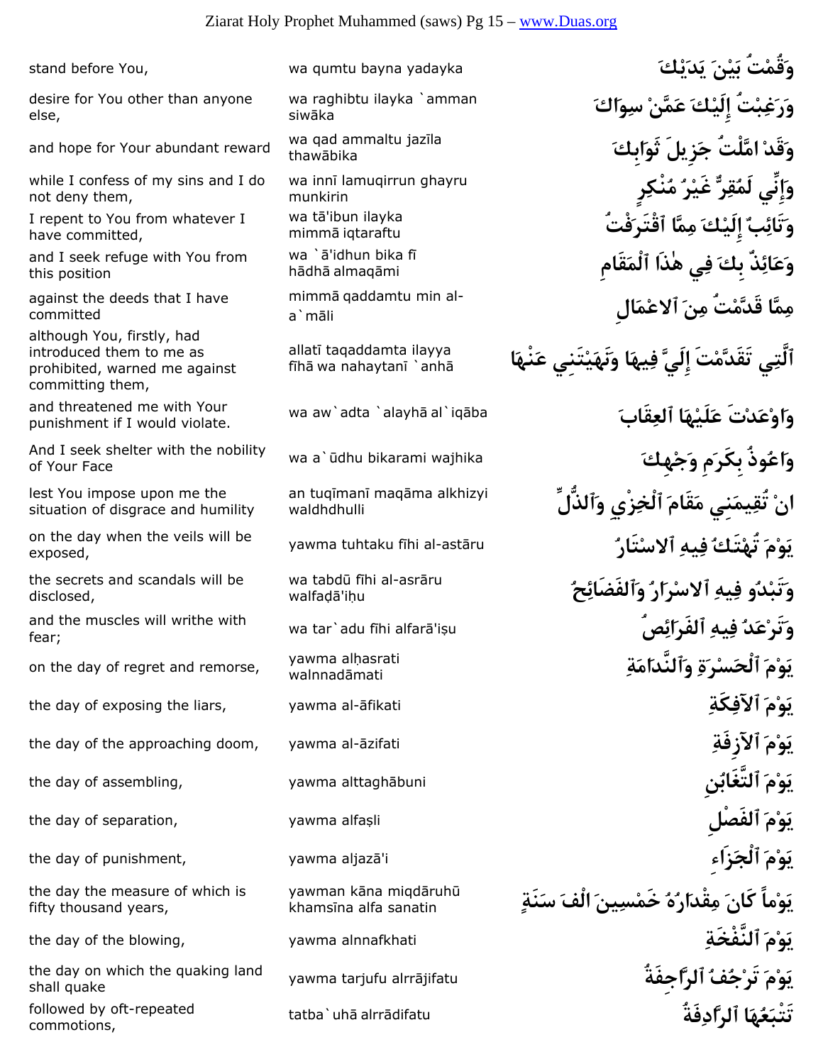| | | |
|---|---|---|
| stand before You, | wa qumtu bayna yadayka | وَقُمْتُ بَيْنَ يَدَيْكَ |
| desire for You other than anyone else, | wa raghibtu ilayka `amman siwāka | وَرَغِبْتُ إِلَيْكَ عَمَّنْ سِوَاكَ |
| and hope for Your abundant reward | wa qad ammaltu jazīla thawābika | وَقَدْ امَّلْتُ جَزِيلَ ثَوَابِكَ |
| while I confess of my sins and I do not deny them, | wa innī lamuqirrun ghayru munkirin | وَإِنِّي لَمُقِرٌّ غَيْرُ مُنْكِرٍ |
| I repent to You from whatever I have committed, | wa tā'ibun ilayka mimmā iqtaraftu | وَتَائِبٌ إِلَيْكَ مِمَّا ٱقْتَرَفْتُ |
| and I seek refuge with You from this position | wa `ā'idhun bika fī hādhā almaqāmi | وَعَائِذٌ بِكَ فِي هٰذَا ٱلْمَقَامِ |
| against the deeds that I have committed | mimmā qaddamtu min al-a`māli | مِمَّا قَدَّمْتُ مِنَ ٱلاعْمَالِ |
| although You, firstly, had introduced them to me as prohibited, warned me against committing them, | allatī taqaddamta ilayya fīhā wa nahaytanī `anhā | ٱلَّتِي تَقَدَّمْتَ إِلَيَّ فِيهَا وَنَهَيْتَنِي عَنْهَا |
| and threatened me with Your punishment if I would violate. | wa aw`adta `alayhā al`iqāba | وَاوْعَدْتَ عَلَيْهَا ٱلعِقَابَ |
| And I seek shelter with the nobility of Your Face | wa a`ūdhu bikarami wajhika | وَاعُوذُ بِكَرَمِ وَجْهِكَ |
| lest You impose upon me the situation of disgrace and humility | an tuqīmanī maqāma alkhizyi waldhdhulli | انْ تُقِيمَنِي مَقَامَ ٱلْخِزْيِ وَٱلذُّلِّ |
| on the day when the veils will be exposed, | yawma tuhtaku fīhi al-astāru | يَوْمَ تُهْتَكُ فِيهِ ٱلاسْتَارُ |
| the secrets and scandals will be disclosed, | wa tabdū fīhi al-asrāru walfaḍā'iḥu | وَتَبْدُو فِيهِ ٱلاسْرَارُ وَٱلفَضَائِحُ |
| and the muscles will writhe with fear; | wa tar`adu fīhi alfarā'iṣu | وَتَرْعَدُ فِيهِ ٱلفَرَائِصُ |
| on the day of regret and remorse, | yawma alḥasrati walnnadāmati | يَوْمَ ٱلْحَسْرَةِ وَٱلنَّدَامَةِ |
| the day of exposing the liars, | yawma al-āfikati | يَوْمَ ٱلآفِكَةِ |
| the day of the approaching doom, | yawma al-āzifati | يَوْمَ ٱلآزِفَةِ |
| the day of assembling, | yawma alttaghābuni | يَوْمَ ٱلتَّغَابُنِ |
| the day of separation, | yawma alfaṣli | يَوْمَ ٱلفَصْلِ |
| the day of punishment, | yawma aljazā'i | يَوْمَ ٱلْجَزَاءِ |
| the day the measure of which is fifty thousand years, | yawman kāna miqdāruhū khamsīna alfa sanatin | يَوْماً كَانَ مِقْدَارُهُ خَمْسِينَ الْفَ سَنَةٍ |
| the day of the blowing, | yawma alnnafkhati | يَوْمَ ٱلنَّفْخَةِ |
| the day on which the quaking land shall quake | yawma tarjufu alrrājifatu | يَوْمَ تَرْجُفُ ٱلرَّاجِفَةُ |
| followed by oft-repeated commotions, | tatba`uhā alrrādifatu | تَتْبَعُهَا ٱلرَّادِفَةُ |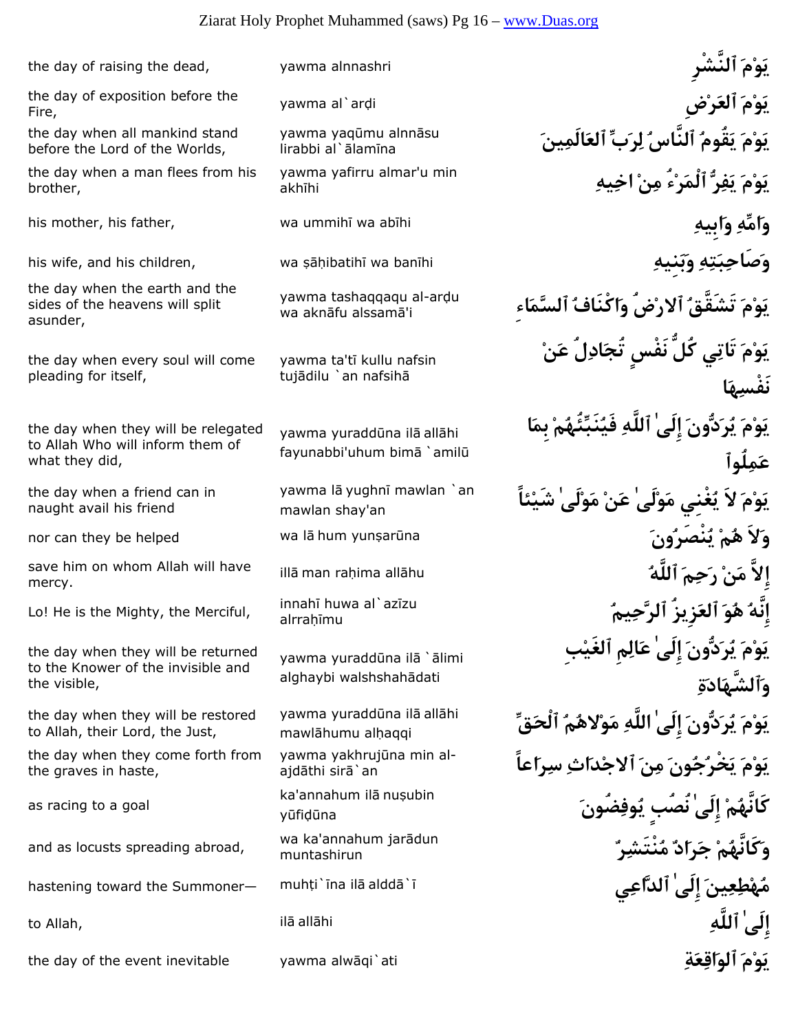| | | |
|---|---|---|
| the day of raising the dead, | yawma alnnashri | يَوْمَ ٱلنَّشْرِ |
| the day of exposition before the Fire, | yawma al`arḍi | يَوْمَ ٱلعَرْضِ |
| the day when all mankind stand before the Lord of the Worlds, | yawma yaqūmu alnnāsu lirabbi al`ālamīna | يَوْمَ يَقُومُ ٱلنَّاسُ لِرَبِّ ٱلعَالَمِينَ |
| the day when a man flees from his brother, | yawma yafirru almar'u min akhīhi | يَوْمَ يَفِرُّ ٱلْمَرْءُ مِنْ اخِيهِ |
| his mother, his father, | wa ummihī wa abīhi | وَامِّهِ وَابِيهِ |
| his wife, and his children, | wa ṣāḥibatihī wa banīhi | وَصَاحِبَتِهِ وَبَنِيهِ |
| the day when the earth and the sides of the heavens will split asunder, | yawma tashaqqaqu al-arḍu wa aknāfu alssamā'i | يَوْمَ تَشَقَّقُ ٱلارْضُ وَاكْنَافُ ٱلسَّمَاءِ |
| the day when every soul will come pleading for itself, | yawma ta'tī kullu nafsin tujādilu `an nafsihā | يَوْمَ تَاتِي كُلُّ نَفْسٍ تُجَادِلُ عَنْ نَفْسِهَا |
| the day when they will be relegated to Allah Who will inform them of what they did, | yawma yuraddūna ilā allāhi fayunabbi'uhum bimā `amilū | يَوْمَ يُرَدُّونَ إِلَىٰ ٱللَّهِ فَيُنَبِّئُهُمْ بِمَا عَمِلُوا |
| the day when a friend can in naught avail his friend | yawma lā yughnī mawlan `an mawlan shay'an | يَوْمَ لاَ يُغْنِي مَوْلَىٰ عَنْ مَوْلَىٰ شَيْئاً |
| nor can they be helped | wa lā hum yunṣarūna | وَلاَ هُمْ يُنْصَرُونَ |
| save him on whom Allah will have mercy. | illā man raḥima allāhu | إِلاَّ مَنْ رَحِمَ ٱللَّهُ |
| Lo! He is the Mighty, the Merciful, | innahī huwa al`azīzu alrraḥīmu | إِنَّهُ هُوَ ٱلعَزِيزُ ٱلرَّحِيمُ |
| the day when they will be returned to the Knower of the invisible and the visible, | yawma yuraddūna ilā `ālimi alghaybi walshshahādati | يَوْمَ يُرَدُّونَ إِلَىٰ عَالِمِ ٱلغَيْبِ وَٱلشَّهَادَةِ |
| the day when they will be restored to Allah, their Lord, the Just, | yawma yuraddūna ilā allāhi mawlāhumu alḥaqqi | يَوْمَ يُرَدُّونَ إِلَىٰ ٱللَّهِ مَوْلاهُمُ ٱلْحَقِّ |
| the day when they come forth from the graves in haste, | yawma yakhrujūna min al-ajdāthi sirā`an | يَوْمَ يَخْرُجُونَ مِنَ ٱلاجْدَاثِ سِرَاعاً |
| as racing to a goal | ka'annahum ilā nuṣubin yūfiḍūna | كَانَّهُمْ إِلَىٰ نُصُبٍ يُوفِضُونَ |
| and as locusts spreading abroad, | wa ka'annahum jarādun muntashirun | وَكَانَّهُمْ جَرَادٌ مُنْتَشِرٌ |
| hastening toward the Summoner— | muhṭi`īna ilā alddā`ī | مُهْطِعِينَ إِلَىٰ ٱلدَّاعِي |
| to Allah, | ilā allāhi | إِلَىٰ ٱللَّهِ |
| the day of the event inevitable | yawma alwāqi`ati | يَوْمَ ٱلوَاقِعَةِ |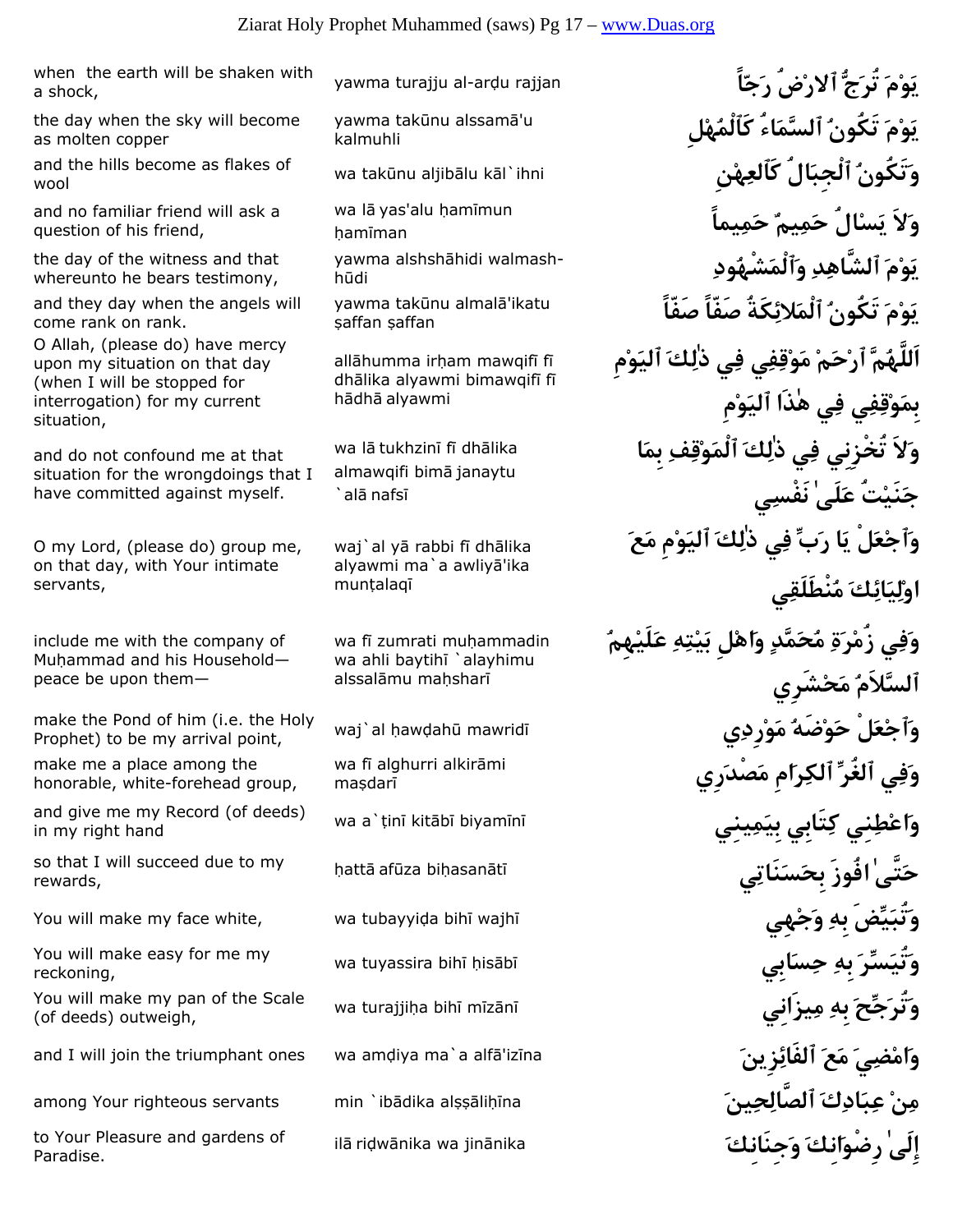| | | |
|---|---|---|
| when the earth will be shaken with a shock, | yawma turajju al-arḍu rajjan | يَوْمَ تُرَجُّ ٱلارْضُ رَجّاً |
| the day when the sky will become as molten copper | yawma takūnu alssamā'u kalmuhli | يَوْمَ تَكُونُ ٱلسَّمَاءُ كَٱلْمُهْلِ |
| and the hills become as flakes of wool | wa takūnu aljibālu kāl`ihni | وَتَكُونُ ٱلْجِبَالُ كَٱلعِهْنِ |
| and no familiar friend will ask a question of his friend, | wa lā yas'alu ḥamīmun ḥamīman | وَلاَ يَسْالُ حَمِيمٌ حَمِيماً |
| the day of the witness and that whereunto he bears testimony, | yawma alshshāhidi walmash-hūdi | يَوْمَ ٱلشَّاهِدِ وَٱلْمَشْهُودِ |
| and they day when the angels will come rank on rank. | yawma takūnu almalā'ikatu ṣaffan ṣaffan | يَوْمَ تَكُونُ ٱلْمَلاَئِكَةُ صَفّاً صَفّاً |
| O Allah, (please do) have mercy upon my situation on that day (when I will be stopped for interrogation) for my current situation, | allāhumma irḥam mawqifī fī dhālika alyawmi bimawqifī fī hādhā alyawmi | اَللَّهُمَّ ٱرْحَمْ مَوْقِفِي فِي ذٰلِكَ ٱليَوْمِ بِمَوْقِفِي فِي هٰذَا ٱليَوْمِ |
| and do not confound me at that situation for the wrongdoings that I have committed against myself. | wa lā tukhzinī fī dhālika almawqifi bimā janaytu `alā nafsī | وَلاَ تُخْزِنِي فِي ذٰلِكَ ٱلْمَوْقِفِ بِمَا جَنَيْتُ عَلَىٰ نَفْسِي |
| O my Lord, (please do) group me, on that day, with Your intimate servants, | waj`al yā rabbi fī dhālika alyawmi ma`a awliyā'ika munṭalaqī | وَٱجْعَلْ يَا رَبِّ فِي ذٰلِكَ ٱليَوْمِ مَعَ اوْلِيَائِكَ مُنْطَلَقِي |
| include me with the company of Muḥammad and his Household—peace be upon them— | wa fī zumrati muḥammadin wa ahli baytihī `alayhimu alssalāmu maḥsharī | وَفِي زُمْرَةِ مُحَمَّدٍ وَاهْلِ بَيْتِهِ عَلَيْهِمُ ٱلسَّلاَمُ مَحْشَرِي |
| make the Pond of him (i.e. the Holy Prophet) to be my arrival point, | waj`al ḥawḍahū mawridī | وَٱجْعَلْ حَوْضَهُ مَوْرِدِي |
| make me a place among the honorable, white-forehead group, | wa fī alghurri alkirāmi maṣdarī | وَفِي ٱلغُرِّ ٱلكِرَامِ مَصْدَرِي |
| and give me my Record (of deeds) in my right hand | wa a`ṭinī kitābī biyamīnī | وَاعْطِنِي كِتَابِي بِيَمِينِي |
| so that I will succeed due to my rewards, | ḥattā afūza biḥasanātī | حَتَّىٰ افُوزَ بِحَسَنَاتِي |
| You will make my face white, | wa tubayyiḍa bihī wajhī | وَتُبَيِّضَ بِهِ وَجْهِي |
| You will make easy for me my reckoning, | wa tuyassira bihī ḥisābī | وَتُيَسِّرَ بِهِ حِسَابِي |
| You will make my pan of the Scale (of deeds) outweigh, | wa turajjiḥa bihī mīzānī | وَتُرَجِّحَ بِهِ مِيزَانِي |
| and I will join the triumphant ones | wa amḍiya ma`a alfā'izīna | وَامْضِيَ مَعَ ٱلفَائِزِينَ |
| among Your righteous servants | min `ibādika alṣṣāliḥīna | مِنْ عِبَادِكَ ٱلصَّالِحِينَ |
| to Your Pleasure and gardens of Paradise. | ilā riḍwānika wa jinānika | إِلَىٰ رِضْوَانِكَ وَجِنَانِكَ |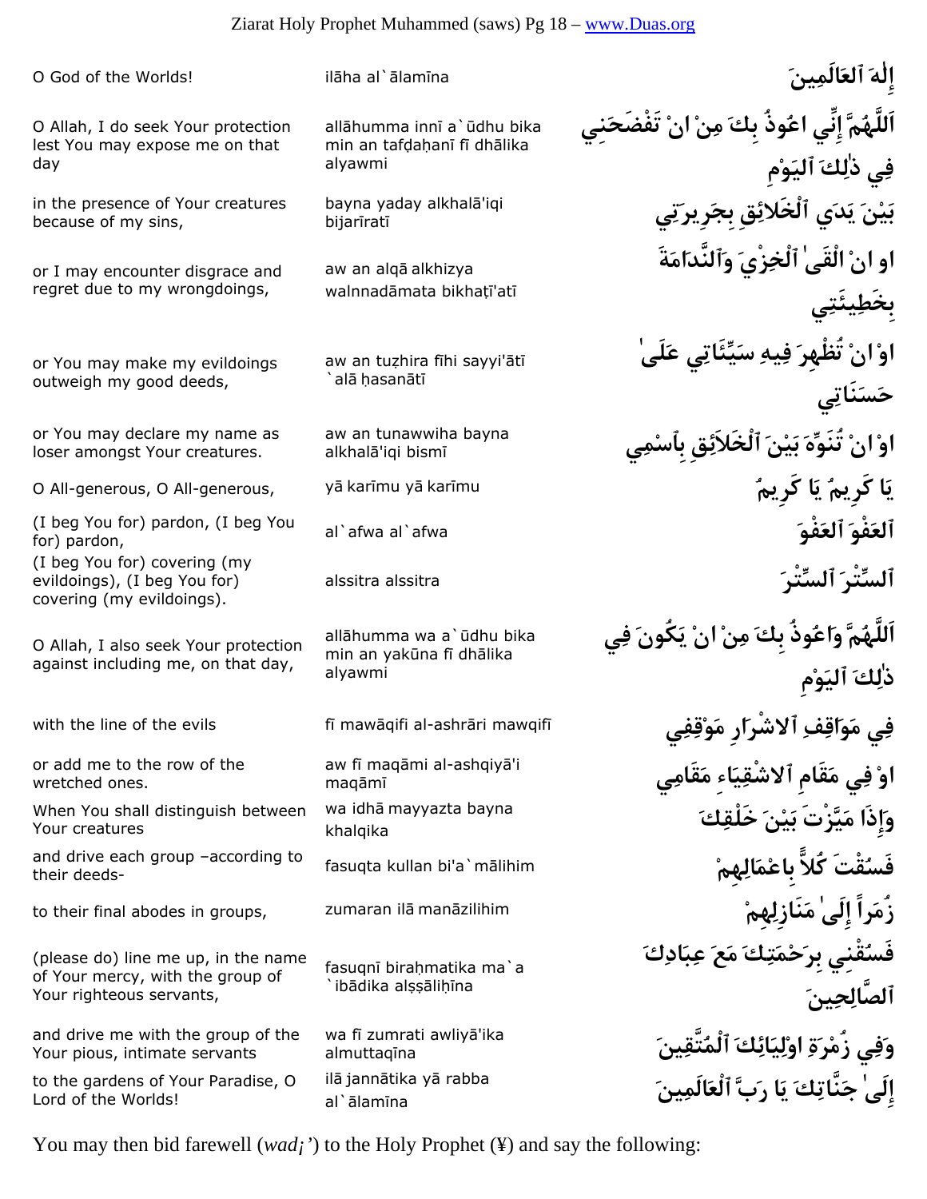| | | |
|---|---|---|
| O God of the Worlds! | ilāha al`ālamīna | إِلٰهَ ٱلعَالَمِينَ |
| O Allah, I do seek Your protection lest You may expose me on that day | allāhumma innī a`ūdhu bika min an tafḍaḥanī fī dhālika alyawmi | اَللَّهُمَّ إِنِّي اعُوذُ بِكَ مِنْ انْ تَفْضَحَنِي فِي ذٰلِكَ ٱليَوْمِ |
| in the presence of Your creatures because of my sins, | bayna yaday alkhalā'iqi bijarīratī | بَيْنَ يَدَي ٱلْخَلائِقِ بِجَرِيرَتِي |
| or I may encounter disgrace and regret due to my wrongdoings, | aw an alqā alkhizya walnnadāmata bikhaṭī'atī | او انْ الْقَىٰ ٱلْخِزْيَ وَٱلنَّدَامَةَ بِخَطِيئَتِي |
| or You may make my evildoings outweigh my good deeds, | aw an tuẓhira fīhi sayyi'ātī `alā ḥasanātī | اوْ انْ تُظْهِرَ فِيهِ سَيِّئَاتِي عَلَىٰ حَسَنَاتِي |
| or You may declare my name as loser amongst Your creatures. | aw an tunawwiha bayna alkhalā'iqi bismī | اوْ انْ تُنَوِّهَ بَيْنَ ٱلْخَلاَئِقِ بِٱسْمِي |
| O All-generous, O All-generous, | yā karīmu yā karīmu | يَا كَرِيمُ يَا كَرِيمُ |
| (I beg You for) pardon, (I beg You for) pardon, | al`afwa al`afwa | ٱلعَفْوَ ٱلعَفْوَ |
| (I beg You for) covering (my evildoings), (I beg You for) covering (my evildoings). | alssitra alssitra | ٱلسِّتْرَ ٱلسِّتْرَ |
| O Allah, I also seek Your protection against including me, on that day, | allāhumma wa a`ūdhu bika min an yakūna fī dhālika alyawmi | اَللَّهُمَّ وَاعُوذُ بِكَ مِنْ انْ يَكُونَ فِي ذٰلِكَ ٱليَوْمِ |
| with the line of the evils | fī mawāqifi al-ashrāri mawqifī | فِي مَوَاقِفِ ٱلاشْرَارِ مَوْقِفِي |
| or add me to the row of the wretched ones. | aw fī maqāmi al-ashqiyā'i maqāmī | اوْ فِي مَقَامِ ٱلاشْقِيَاءِ مَقَامِي |
| When You shall distinguish between Your creatures | wa idhā mayyazta bayna khalqika | وَإِذَا مَيَّزْتَ بَيْنَ خَلْقِكَ |
| and drive each group –according to their deeds- | fasuqta kullan bi'a`mālihim | فَسُقْتَ كُلاًّ بِاعْمَالِهِمْ |
| to their final abodes in groups, | zumaran ilā manāzilihim | زُمَراً إِلَىٰ مَنَازِلِهِمْ |
| (please do) line me up, in the name of Your mercy, with the group of Your righteous servants, | fasuqnī biraḥmatika ma`a `ibādika alṣṣāliḥīna | فَسُقْنِي بِرَحْمَتِكَ مَعَ عِبَادِكَ ٱلصَّالِحِينَ |
| and drive me with the group of the Your pious, intimate servants | wa fī zumrati awliyā'ika almuttaqīna | وَفِي زُمْرَةِ اوْلِيَائِكَ ٱلْمُتَّقِينَ |
| to the gardens of Your Paradise, O Lord of the Worlds! | ilā jannātika yā rabba al`ālamīna | إِلَىٰ جَنَّاتِكَ يَا رَبَّ ٱلْعَالَمِينَ |

You may then bid farewell (*wad¡'*) to the Holy Prophet (¥) and say the following: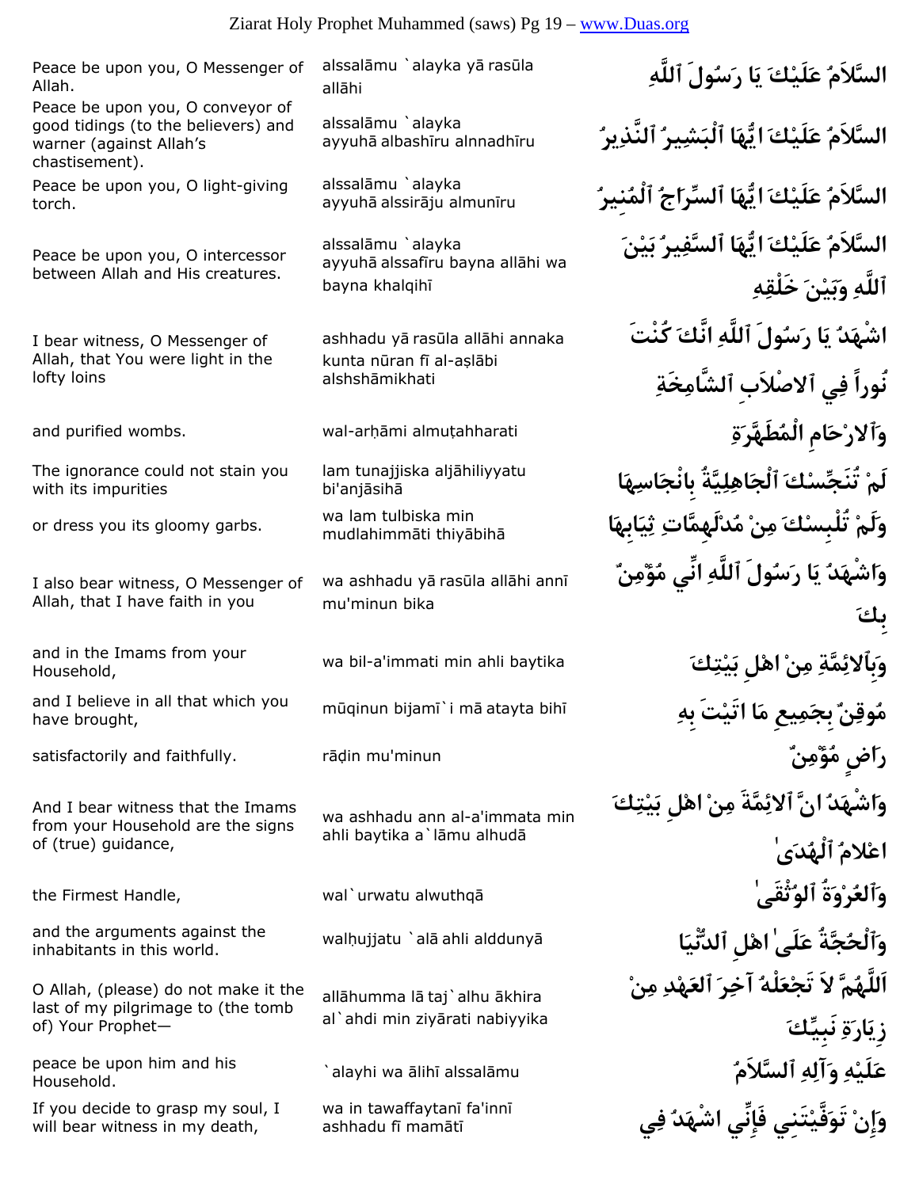| | | |
|---|---|---|
| Peace be upon you, O Messenger of Allah. | alssalāmu `alayka yā rasūla allāhi | ٱلسَّلاَمُ عَلَيْكَ يَا رَسُولَ ٱللَّهِ |
| Peace be upon you, O conveyor of good tidings (to the believers) and warner (against Allah's chastisement). | alssalāmu `alayka ayyuhā albashīru alnnadhīru | ٱلسَّلاَمُ عَلَيْكَ ايُّهَا ٱلْبَشِيرُ ٱلنَّذِيرُ |
| Peace be upon you, O light-giving torch. | alssalāmu `alayka ayyuhā alssirāju almunīru | ٱلسَّلاَمُ عَلَيْكَ ايُّهَا ٱلسِّرَاجُ ٱلْمُنِيرُ |
| Peace be upon you, O intercessor between Allah and His creatures. | alssalāmu `alayka ayyuhā alssafīru bayna allāhi wa bayna khalqihī | ٱلسَّلاَمُ عَلَيْكَ ايُّهَا ٱلسَّفِيرُ بَيْنَ ٱللَّهِ وَبَيْنَ خَلْقِهِ |
| I bear witness, O Messenger of Allah, that You were light in the lofty loins | ashhadu yā rasūla allāhi annaka kunta nūran fī al-aṣlābi alshshāmikhati | اشْهَدُ يَا رَسُولَ ٱللَّهِ انَّكَ كُنْتَ نُوراً فِي ٱلاصْلاَبِ ٱلشَّامِخَةِ |
| and purified wombs. | wal-arḥāmi almuṭahharati | وَٱلارْحَامِ ٱلْمُطَهَّرَةِ |
| The ignorance could not stain you with its impurities | lam tunajjiska aljāhiliyyatu bi'anjāsihā | لَمْ تُنَجِّسْكَ ٱلْجَاهِلِيَّةُ بِانْجَاسِهَا |
| or dress you its gloomy garbs. | wa lam tulbiska min mudlahimmāti thiyābihā | وَلَمْ تُلْبِسْكَ مِنْ مُدْلَهِمَّاتِ ثِيَابِهَا |
| I also bear witness, O Messenger of Allah, that I have faith in you | wa ashhadu yā rasūla allāhi annī mu'minun bika | وَاشْهَدُ يَا رَسُولَ ٱللَّهِ انِّي مُؤْمِنٌ بِكَ |
| and in the Imams from your Household, | wa bil-a'immati min ahli baytika | وَبِٱلائِمَّةِ مِنْ اهْلِ بَيْتِكَ |
| and I believe in all that which you have brought, | mūqinun bijamī`i mā atayta bihī | مُوقِنٌ بِجَمِيعِ مَا اتَيْتَ بِهِ |
| satisfactorily and faithfully. | rāḍin mu'minun | رَاضٍ مُؤْمِنٌ |
| And I bear witness that the Imams from your Household are the signs of (true) guidance, | wa ashhadu ann al-a'immata min ahli baytika a`lāmu alhudā | وَاشْهَدُ انَّ ٱلائِمَّةَ مِنْ اهْلِ بَيْتِكَ اعْلامُ ٱلْهُدَىٰ |
| the Firmest Handle, | wal`urwatu alwuthqā | وَٱلْعُرْوَةُ ٱلوُثْقَىٰ |
| and the arguments against the inhabitants in this world. | walḥujjatu `alā ahli alddunyā | وَٱلْحُجَّةُ عَلَىٰ اهْلِ ٱلدُّنْيَا |
| O Allah, (please) do not make it the last of my pilgrimage to (the tomb of) Your Prophet— | allāhumma lā taj`alhu ākhira al`ahdi min ziyārati nabiyyika | اَللَّهُمَّ لاَ تَجْعَلْهُ آخِرَ ٱلعَهْدِ مِنْ زِيَارَةِ نَبِيِّكَ |
| peace be upon him and his Household. | `alayhi wa ālihī alssalāmu | عَلَيْهِ وَآلِهِ ٱلسَّلاَمُ |
| If you decide to grasp my soul, I will bear witness in my death, | wa in tawaffaytanī fa'innī ashhadu fī mamātī | وَإِنْ تَوَفَّيْتَنِي فَإِنِّي اشْهَدُ فِي |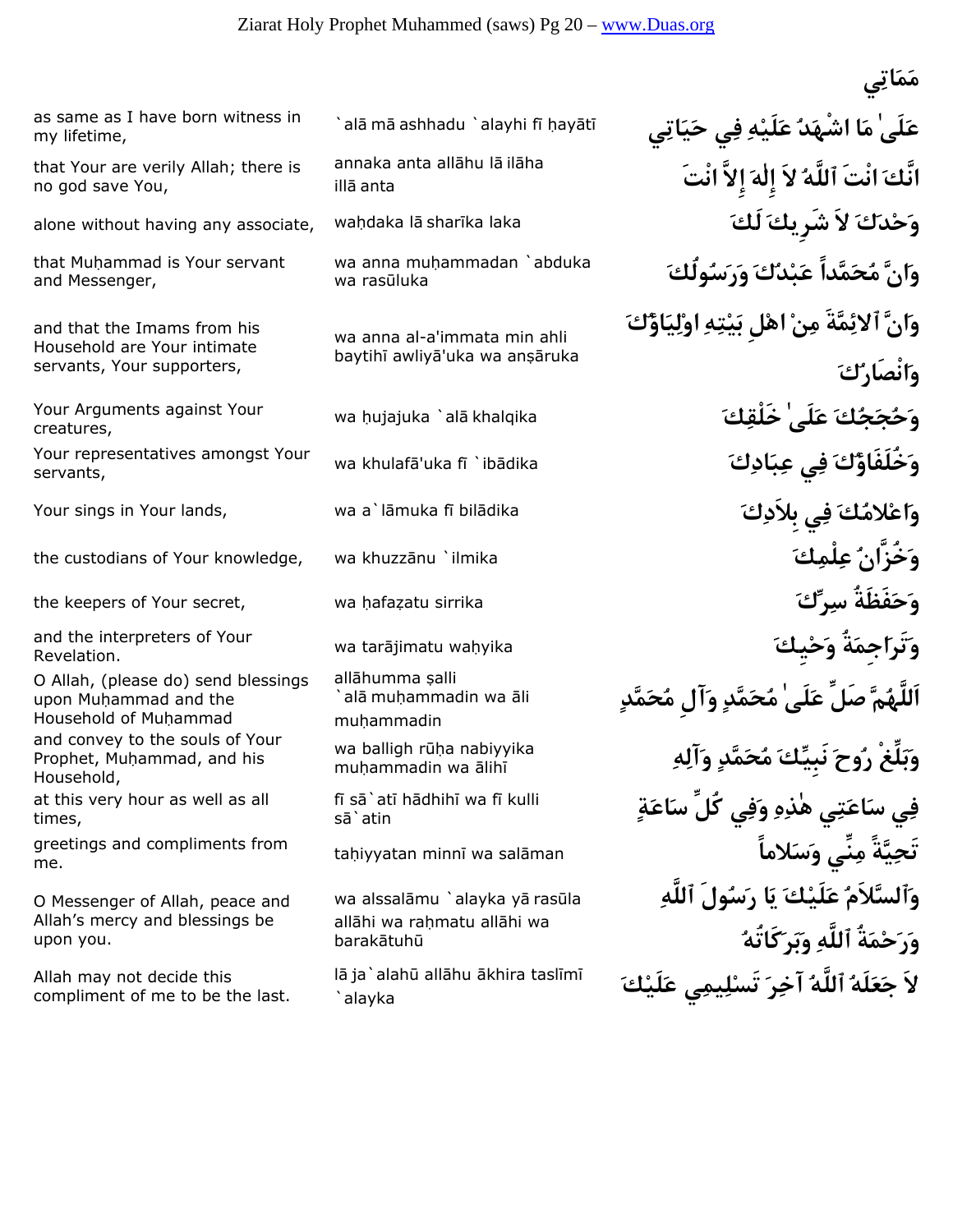| | | |
|---|---|---|
| | | مَمَاتِي |
| as same as I have born witness in my lifetime, | `alā mā ashhadu `alayhi fī ḥayātī | عَلَىٰ مَا اشْهَدُ عَلَيْهِ فِي حَيَاتِي |
| that Your are verily Allah; there is no god save You, | annaka anta allāhu lā ilāha illā anta | انَّكَ انْتَ ٱللَّهُ لاَ إِلٰهَ إِلاَّ انْتَ |
| alone without having any associate, | waḥdaka lā sharīka laka | وَحْدَكَ لاَ شَرِيكَ لَكَ |
| that Muḥammad is Your servant and Messenger, | wa anna muḥammadan `abduka wa rasūluka | وَانَّ مُحَمَّداً عَبْدُكَ وَرَسُولُكَ |
| and that the Imams from his Household are Your intimate servants, Your supporters, | wa anna al-a'immata min ahli baytihī awliyā'uka wa anṣāruka | وَانَّ ٱلائِمَّةَ مِنْ اهْلِ بَيْتِهِ اوْلِيَاؤُكَ وَانْصَارُكَ |
| Your Arguments against Your creatures, | wa ḥujajuka `alā khalqika | وَحُجَجُكَ عَلَىٰ خَلْقِكَ |
| Your representatives amongst Your servants, | wa khulafā'uka fī `ibādika | وَخُلَفَاؤُكَ فِي عِبَادِكَ |
| Your sings in Your lands, | wa a`lāmuka fī bilādika | وَاعْلامُكَ فِي بِلاَدِكَ |
| the custodians of Your knowledge, | wa khuzzānu `ilmika | وَخُزَّانُ عِلْمِكَ |
| the keepers of Your secret, | wa ḥafaẓatu sirrika | وَحَفَظَةُ سِرِّكَ |
| and the interpreters of Your Revelation. | wa tarājimatu waḥyika | وَتَرَاجِمَةُ وَحْيِكَ |
| O Allah, (please do) send blessings upon Muḥammad and the Household of Muḥammad | allāhumma ṣalli `alā muḥammadin wa āli muḥammadin | اَللَّهُمَّ صَلِّ عَلَىٰ مُحَمَّدٍ وَآلِ مُحَمَّدٍ |
| and convey to the souls of Your Prophet, Muḥammad, and his Household, | wa balligh rūḥa nabiyyika muḥammadin wa ālihī | وَبَلِّغْ رُوحَ نَبِيِّكَ مُحَمَّدٍ وَآلِهِ |
| at this very hour as well as all times, | fī sā`atī hādhihī wa fī kulli sā`atin | فِي سَاعَتِي هٰذِهِ وَفِي كُلِّ سَاعَةٍ |
| greetings and compliments from me. | taḥiyyatan minnī wa salāman | تَحِيَّةً مِنِّي وَسَلاماً |
| O Messenger of Allah, peace and Allah's mercy and blessings be upon you. | wa alssalāmu `alayka yā rasūla allāhi wa raḥmatu allāhi wa barakātuhū | وَٱلسَّلاَمُ عَلَيْكَ يَا رَسُولَ ٱللَّهِ وَرَحْمَةُ ٱللَّهِ وَبَرَكَاتُهُ |
| Allah may not decide this compliment of me to be the last. | lā ja`alahū allāhu ākhira taslīmī `alayka | لاَ جَعَلَهُ ٱللَّهُ آخِرَ تَسْلِيمِي عَلَيْكَ |